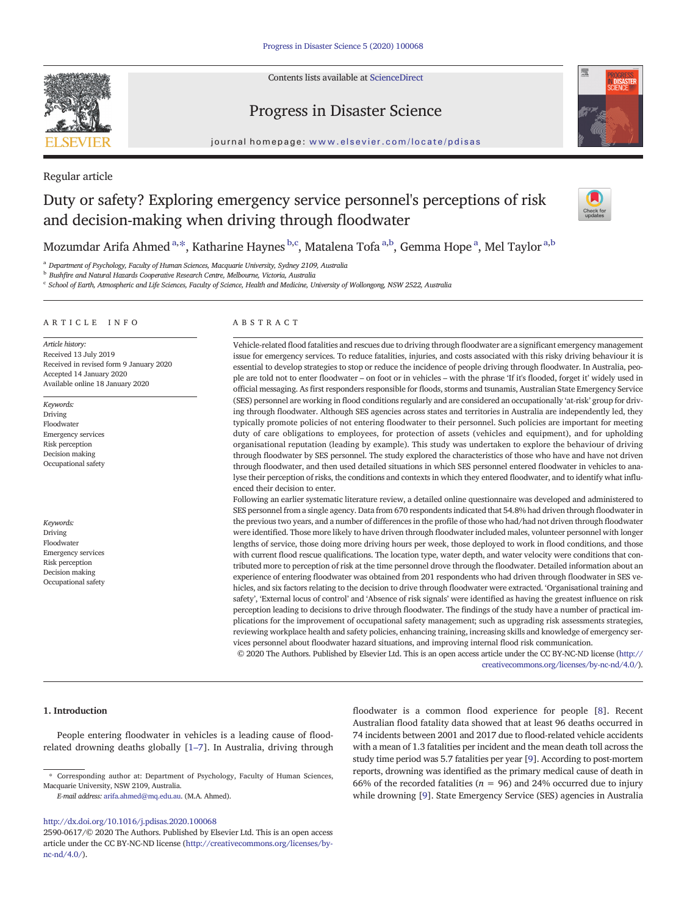Regular article

# Duty or safety? Exploring emergency service personnel's perceptions of risk and decision-making when driving through floodwater

Mozumdar Arifa Ahmed [a,*], Katharine Haynes [b,c], Matalena Tofa [a,b], Gemma Hope [a], Mel Taylor [a,b]

[a] Department of Psychology, Faculty of Human Sciences, Macquarie University, Sydney 2109, Australia
[b] Bushfire and Natural Hazards Cooperative Research Centre, Melbourne, Victoria, Australia
[c] School of Earth, Atmospheric and Life Sciences, Faculty of Science, Health and Medicine, University of Wollongong, NSW 2522, Australia

## ARTICLE INFO

*Article history:*
Received 13 July 2019
Received in revised form 9 January 2020
Accepted 14 January 2020
Available online 18 January 2020

*Keywords:*
Driving
Floodwater
Emergency services
Risk perception
Decision making
Occupational safety

## ABSTRACT

Vehicle-related flood fatalities and rescues due to driving through floodwater are a significant emergency management issue for emergency services. To reduce fatalities, injuries, and costs associated with this risky driving behaviour it is essential to develop strategies to stop or reduce the incidence of people driving through floodwater. In Australia, people are told not to enter floodwater – on foot or in vehicles – with the phrase 'If it's flooded, forget it' widely used in official messaging. As first responders responsible for floods, storms and tsunamis, Australian State Emergency Service (SES) personnel are working in flood conditions regularly and are considered an occupationally 'at-risk' group for driving through floodwater. Although SES agencies across states and territories in Australia are independently led, they typically promote policies of not entering floodwater to their personnel. Such policies are important for meeting duty of care obligations to employees, for protection of assets (vehicles and equipment), and for upholding organisational reputation (leading by example). This study was undertaken to explore the behaviour of driving through floodwater by SES personnel. The study explored the characteristics of those who have and have not driven through floodwater, and then used detailed situations in which SES personnel entered floodwater in vehicles to analyse their perception of risks, the conditions and contexts in which they entered floodwater, and to identify what influenced their decision to enter.

Following an earlier systematic literature review, a detailed online questionnaire was developed and administered to SES personnel from a single agency. Data from 670 respondents indicated that 54.8% had driven through floodwater in the previous two years, and a number of differences in the profile of those who had/had not driven through floodwater were identified. Those more likely to have driven through floodwater included males, volunteer personnel with longer lengths of service, those doing more driving hours per week, those deployed to work in flood conditions, and those with current flood rescue qualifications. The location type, water depth, and water velocity were conditions that contributed more to perception of risk at the time personnel drove through the floodwater. Detailed information about an experience of entering floodwater was obtained from 201 respondents who had driven through floodwater in SES vehicles, and six factors relating to the decision to drive through floodwater were extracted. 'Organisational training and safety', 'External locus of control' and 'Absence of risk signals' were identified as having the greatest influence on risk perception leading to decisions to drive through floodwater. The findings of the study have a number of practical implications for the improvement of occupational safety management; such as upgrading risk assessments strategies, reviewing workplace health and safety policies, enhancing training, increasing skills and knowledge of emergency services personnel about floodwater hazard situations, and improving internal flood risk communication.

© 2020 The Authors. Published by Elsevier Ltd. This is an open access article under the CC BY-NC-ND license (http://creativecommons.org/licenses/by-nc-nd/4.0/).

## 1. Introduction

People entering floodwater in vehicles is a leading cause of flood-related drowning deaths globally [1–7]. In Australia, driving through floodwater is a common flood experience for people [8]. Recent Australian flood fatality data showed that at least 96 deaths occurred in 74 incidents between 2001 and 2017 due to flood-related vehicle accidents with a mean of 1.3 fatalities per incident and the mean death toll across the study time period was 5.7 fatalities per year [9]. According to post-mortem reports, drowning was identified as the primary medical cause of death in 66% of the recorded fatalities ($n$ = 96) and 24% occurred due to injury while drowning [9]. State Emergency Service (SES) agencies in Australia

* Corresponding author at: Department of Psychology, Faculty of Human Sciences, Macquarie University, NSW 2109, Australia.
*E-mail address:* arifa.ahmed@mq.edu.au. (M.A. Ahmed).

http://dx.doi.org/10.1016/j.pdisas.2020.100068
2590-0617/© 2020 The Authors. Published by Elsevier Ltd. This is an open access article under the CC BY-NC-ND license (http://creativecommons.org/licenses/by-nc-nd/4.0/).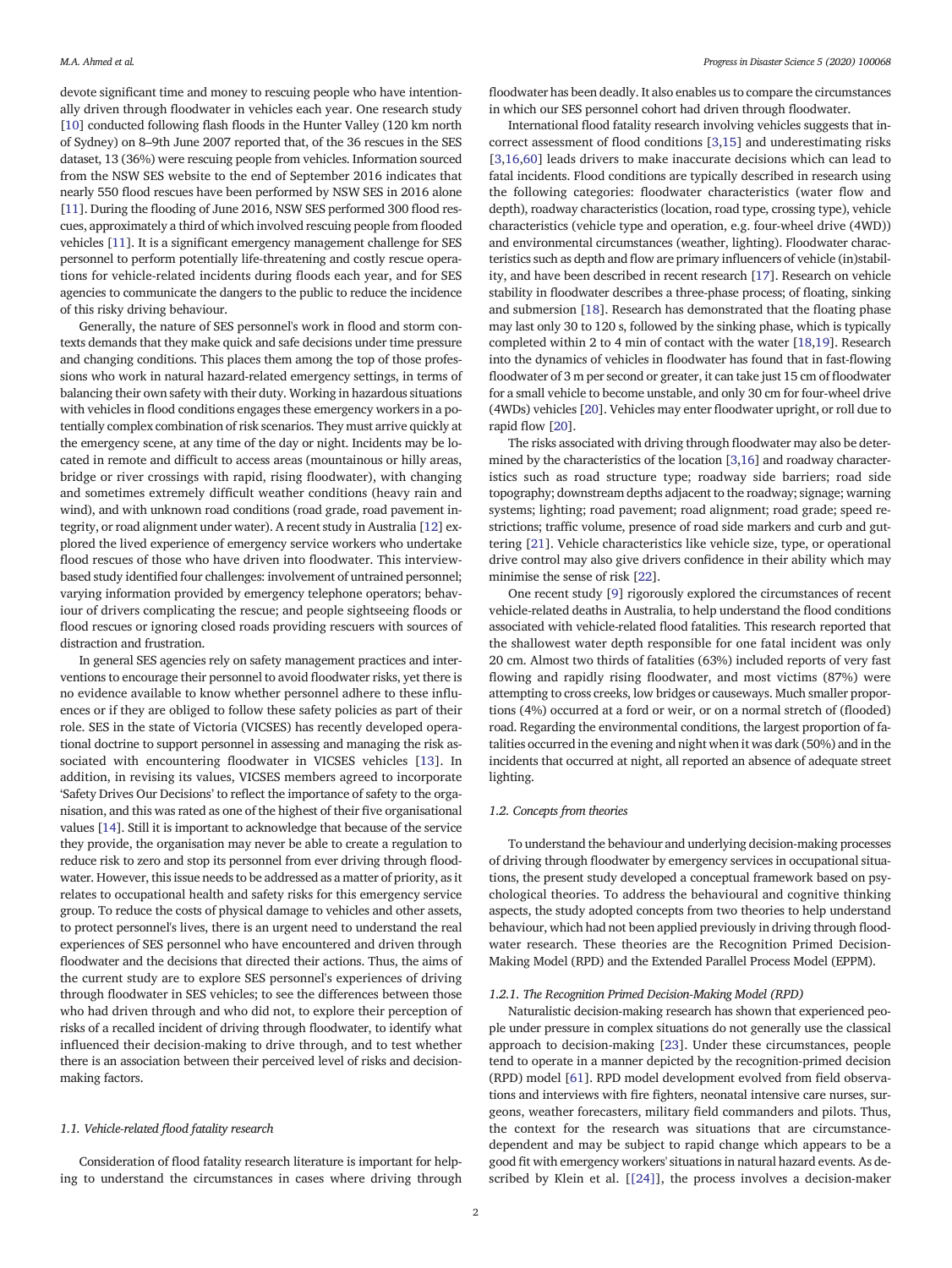devote significant time and money to rescuing people who have intentionally driven through floodwater in vehicles each year. One research study [10] conducted following flash floods in the Hunter Valley (120 km north of Sydney) on 8–9th June 2007 reported that, of the 36 rescues in the SES dataset, 13 (36%) were rescuing people from vehicles. Information sourced from the NSW SES website to the end of September 2016 indicates that nearly 550 flood rescues have been performed by NSW SES in 2016 alone [11]. During the flooding of June 2016, NSW SES performed 300 flood rescues, approximately a third of which involved rescuing people from flooded vehicles [11]. It is a significant emergency management challenge for SES personnel to perform potentially life-threatening and costly rescue operations for vehicle-related incidents during floods each year, and for SES agencies to communicate the dangers to the public to reduce the incidence of this risky driving behaviour.

Generally, the nature of SES personnel's work in flood and storm contexts demands that they make quick and safe decisions under time pressure and changing conditions. This places them among the top of those professions who work in natural hazard-related emergency settings, in terms of balancing their own safety with their duty. Working in hazardous situations with vehicles in flood conditions engages these emergency workers in a potentially complex combination of risk scenarios. They must arrive quickly at the emergency scene, at any time of the day or night. Incidents may be located in remote and difficult to access areas (mountainous or hilly areas, bridge or river crossings with rapid, rising floodwater), with changing and sometimes extremely difficult weather conditions (heavy rain and wind), and with unknown road conditions (road grade, road pavement integrity, or road alignment under water). A recent study in Australia [12] explored the lived experience of emergency service workers who undertake flood rescues of those who have driven into floodwater. This interview-based study identified four challenges: involvement of untrained personnel; varying information provided by emergency telephone operators; behaviour of drivers complicating the rescue; and people sightseeing floods or flood rescues or ignoring closed roads providing rescuers with sources of distraction and frustration.

In general SES agencies rely on safety management practices and interventions to encourage their personnel to avoid floodwater risks, yet there is no evidence available to know whether personnel adhere to these influences or if they are obliged to follow these safety policies as part of their role. SES in the state of Victoria (VICSES) has recently developed operational doctrine to support personnel in assessing and managing the risk associated with encountering floodwater in VICSES vehicles [13]. In addition, in revising its values, VICSES members agreed to incorporate 'Safety Drives Our Decisions' to reflect the importance of safety to the organisation, and this was rated as one of the highest of their five organisational values [14]. Still it is important to acknowledge that because of the service they provide, the organisation may never be able to create a regulation to reduce risk to zero and stop its personnel from ever driving through floodwater. However, this issue needs to be addressed as a matter of priority, as it relates to occupational health and safety risks for this emergency service group. To reduce the costs of physical damage to vehicles and other assets, to protect personnel's lives, there is an urgent need to understand the real experiences of SES personnel who have encountered and driven through floodwater and the decisions that directed their actions. Thus, the aims of the current study are to explore SES personnel's experiences of driving through floodwater in SES vehicles; to see the differences between those who had driven through and who did not, to explore their perception of risks of a recalled incident of driving through floodwater, to identify what influenced their decision-making to drive through, and to test whether there is an association between their perceived level of risks and decision-making factors.

### 1.1. Vehicle-related flood fatality research

Consideration of flood fatality research literature is important for helping to understand the circumstances in cases where driving through floodwater has been deadly. It also enables us to compare the circumstances in which our SES personnel cohort had driven through floodwater.

International flood fatality research involving vehicles suggests that incorrect assessment of flood conditions [3,15] and underestimating risks [3,16,60] leads drivers to make inaccurate decisions which can lead to fatal incidents. Flood conditions are typically described in research using the following categories: floodwater characteristics (water flow and depth), roadway characteristics (location, road type, crossing type), vehicle characteristics (vehicle type and operation, e.g. four-wheel drive (4WD)) and environmental circumstances (weather, lighting). Floodwater characteristics such as depth and flow are primary influencers of vehicle (in)stability, and have been described in recent research [17]. Research on vehicle stability in floodwater describes a three-phase process; of floating, sinking and submersion [18]. Research has demonstrated that the floating phase may last only 30 to 120 s, followed by the sinking phase, which is typically completed within 2 to 4 min of contact with the water [18,19]. Research into the dynamics of vehicles in floodwater has found that in fast-flowing floodwater of 3 m per second or greater, it can take just 15 cm of floodwater for a small vehicle to become unstable, and only 30 cm for four-wheel drive (4WDs) vehicles [20]. Vehicles may enter floodwater upright, or roll due to rapid flow [20].

The risks associated with driving through floodwater may also be determined by the characteristics of the location [3,16] and roadway characteristics such as road structure type; roadway side barriers; road side topography; downstream depths adjacent to the roadway; signage; warning systems; lighting; road pavement; road alignment; road grade; speed restrictions; traffic volume, presence of road side markers and curb and guttering [21]. Vehicle characteristics like vehicle size, type, or operational drive control may also give drivers confidence in their ability which may minimise the sense of risk [22].

One recent study [9] rigorously explored the circumstances of recent vehicle-related deaths in Australia, to help understand the flood conditions associated with vehicle-related flood fatalities. This research reported that the shallowest water depth responsible for one fatal incident was only 20 cm. Almost two thirds of fatalities (63%) included reports of very fast flowing and rapidly rising floodwater, and most victims (87%) were attempting to cross creeks, low bridges or causeways. Much smaller proportions (4%) occurred at a ford or weir, or on a normal stretch of (flooded) road. Regarding the environmental conditions, the largest proportion of fatalities occurred in the evening and night when it was dark (50%) and in the incidents that occurred at night, all reported an absence of adequate street lighting.

### 1.2. Concepts from theories

To understand the behaviour and underlying decision-making processes of driving through floodwater by emergency services in occupational situations, the present study developed a conceptual framework based on psychological theories. To address the behavioural and cognitive thinking aspects, the study adopted concepts from two theories to help understand behaviour, which had not been applied previously in driving through floodwater research. These theories are the Recognition Primed Decision-Making Model (RPD) and the Extended Parallel Process Model (EPPM).

#### 1.2.1. The Recognition Primed Decision-Making Model (RPD)

Naturalistic decision-making research has shown that experienced people under pressure in complex situations do not generally use the classical approach to decision-making [23]. Under these circumstances, people tend to operate in a manner depicted by the recognition-primed decision (RPD) model [61]. RPD model development evolved from field observations and interviews with fire fighters, neonatal intensive care nurses, surgeons, weather forecasters, military field commanders and pilots. Thus, the context for the research was situations that are circumstance-dependent and may be subject to rapid change which appears to be a good fit with emergency workers' situations in natural hazard events. As described by Klein et al. [[24]], the process involves a decision-maker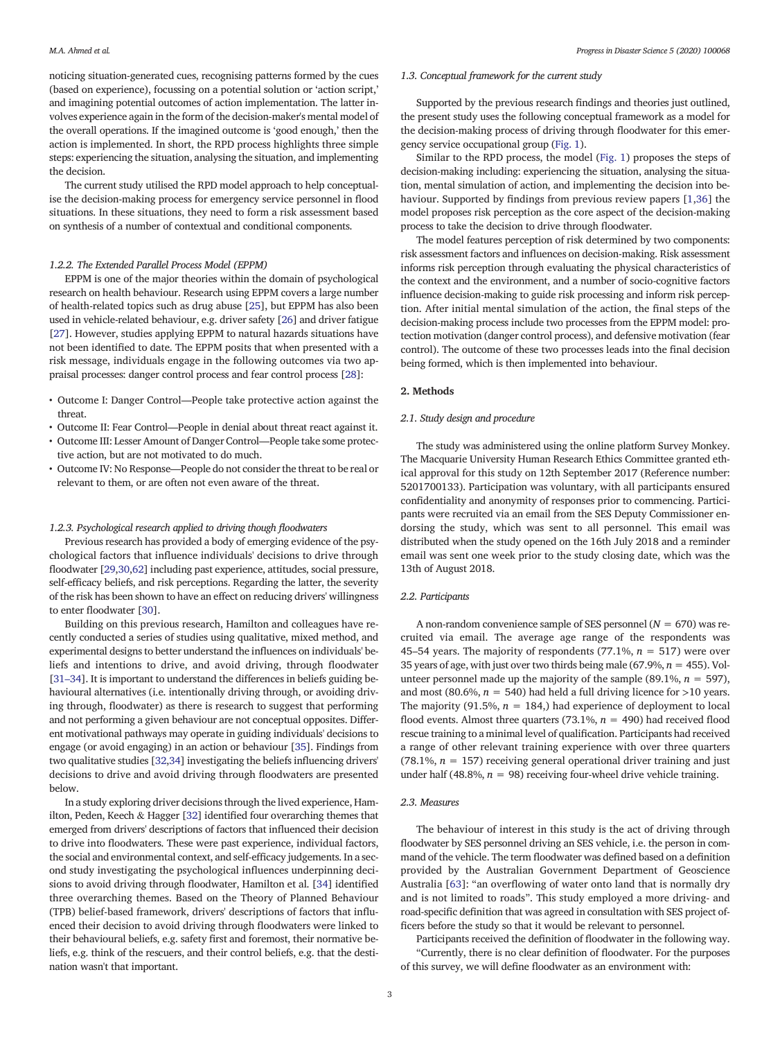noticing situation-generated cues, recognising patterns formed by the cues (based on experience), focussing on a potential solution or 'action script,' and imagining potential outcomes of action implementation. The latter involves experience again in the form of the decision-maker's mental model of the overall operations. If the imagined outcome is 'good enough,' then the action is implemented. In short, the RPD process highlights three simple steps: experiencing the situation, analysing the situation, and implementing the decision.

The current study utilised the RPD model approach to help conceptualise the decision-making process for emergency service personnel in flood situations. In these situations, they need to form a risk assessment based on synthesis of a number of contextual and conditional components.

#### 1.2.2. The Extended Parallel Process Model (EPPM)

EPPM is one of the major theories within the domain of psychological research on health behaviour. Research using EPPM covers a large number of health-related topics such as drug abuse [25], but EPPM has also been used in vehicle-related behaviour, e.g. driver safety [26] and driver fatigue [27]. However, studies applying EPPM to natural hazards situations have not been identified to date. The EPPM posits that when presented with a risk message, individuals engage in the following outcomes via two appraisal processes: danger control process and fear control process [28]:

- Outcome I: Danger Control—People take protective action against the threat.
- Outcome II: Fear Control—People in denial about threat react against it.
- Outcome III: Lesser Amount of Danger Control—People take some protective action, but are not motivated to do much.
- Outcome IV: No Response—People do not consider the threat to be real or relevant to them, or are often not even aware of the threat.

#### 1.2.3. Psychological research applied to driving though floodwaters

Previous research has provided a body of emerging evidence of the psychological factors that influence individuals' decisions to drive through floodwater [29,30,62] including past experience, attitudes, social pressure, self-efficacy beliefs, and risk perceptions. Regarding the latter, the severity of the risk has been shown to have an effect on reducing drivers' willingness to enter floodwater [30].

Building on this previous research, Hamilton and colleagues have recently conducted a series of studies using qualitative, mixed method, and experimental designs to better understand the influences on individuals' beliefs and intentions to drive, and avoid driving, through floodwater [31–34]. It is important to understand the differences in beliefs guiding behavioural alternatives (i.e. intentionally driving through, or avoiding driving through, floodwater) as there is research to suggest that performing and not performing a given behaviour are not conceptual opposites. Different motivational pathways may operate in guiding individuals' decisions to engage (or avoid engaging) in an action or behaviour [35]. Findings from two qualitative studies [32,34] investigating the beliefs influencing drivers' decisions to drive and avoid driving through floodwaters are presented below.

In a study exploring driver decisions through the lived experience, Hamilton, Peden, Keech & Hagger [32] identified four overarching themes that emerged from drivers' descriptions of factors that influenced their decision to drive into floodwaters. These were past experience, individual factors, the social and environmental context, and self-efficacy judgements. In a second study investigating the psychological influences underpinning decisions to avoid driving through floodwater, Hamilton et al. [34] identified three overarching themes. Based on the Theory of Planned Behaviour (TPB) belief-based framework, drivers' descriptions of factors that influenced their decision to avoid driving through floodwaters were linked to their behavioural beliefs, e.g. safety first and foremost, their normative beliefs, e.g. think of the rescuers, and their control beliefs, e.g. that the destination wasn't that important.

### 1.3. Conceptual framework for the current study

Supported by the previous research findings and theories just outlined, the present study uses the following conceptual framework as a model for the decision-making process of driving through floodwater for this emergency service occupational group (Fig. 1).

Similar to the RPD process, the model (Fig. 1) proposes the steps of decision-making including: experiencing the situation, analysing the situation, mental simulation of action, and implementing the decision into behaviour. Supported by findings from previous review papers [1,36] the model proposes risk perception as the core aspect of the decision-making process to take the decision to drive through floodwater.

The model features perception of risk determined by two components: risk assessment factors and influences on decision-making. Risk assessment informs risk perception through evaluating the physical characteristics of the context and the environment, and a number of socio-cognitive factors influence decision-making to guide risk processing and inform risk perception. After initial mental simulation of the action, the final steps of the decision-making process include two processes from the EPPM model: protection motivation (danger control process), and defensive motivation (fear control). The outcome of these two processes leads into the final decision being formed, which is then implemented into behaviour.

## 2. Methods

### 2.1. Study design and procedure

The study was administered using the online platform Survey Monkey. The Macquarie University Human Research Ethics Committee granted ethical approval for this study on 12th September 2017 (Reference number: 5201700133). Participation was voluntary, with all participants ensured confidentiality and anonymity of responses prior to commencing. Participants were recruited via an email from the SES Deputy Commissioner endorsing the study, which was sent to all personnel. This email was distributed when the study opened on the 16th July 2018 and a reminder email was sent one week prior to the study closing date, which was the 13th of August 2018.

### 2.2. Participants

A non-random convenience sample of SES personnel ($N = 670$) was recruited via email. The average age range of the respondents was 45–54 years. The majority of respondents (77.1%, $n = 517$) were over 35 years of age, with just over two thirds being male (67.9%, $n = 455$). Volunteer personnel made up the majority of the sample (89.1%, $n = 597$), and most (80.6%, $n = 540$) had held a full driving licence for >10 years. The majority (91.5%, $n = 184$,) had experience of deployment to local flood events. Almost three quarters (73.1%, $n = 490$) had received flood rescue training to a minimal level of qualification. Participants had received a range of other relevant training experience with over three quarters (78.1%, $n = 157$) receiving general operational driver training and just under half (48.8%, $n = 98$) receiving four-wheel drive vehicle training.

### 2.3. Measures

The behaviour of interest in this study is the act of driving through floodwater by SES personnel driving an SES vehicle, i.e. the person in command of the vehicle. The term floodwater was defined based on a definition provided by the Australian Government Department of Geoscience Australia [63]: "an overflowing of water onto land that is normally dry and is not limited to roads". This study employed a more driving- and road-specific definition that was agreed in consultation with SES project officers before the study so that it would be relevant to personnel.

Participants received the definition of floodwater in the following way. "Currently, there is no clear definition of floodwater. For the purposes of this survey, we will define floodwater as an environment with: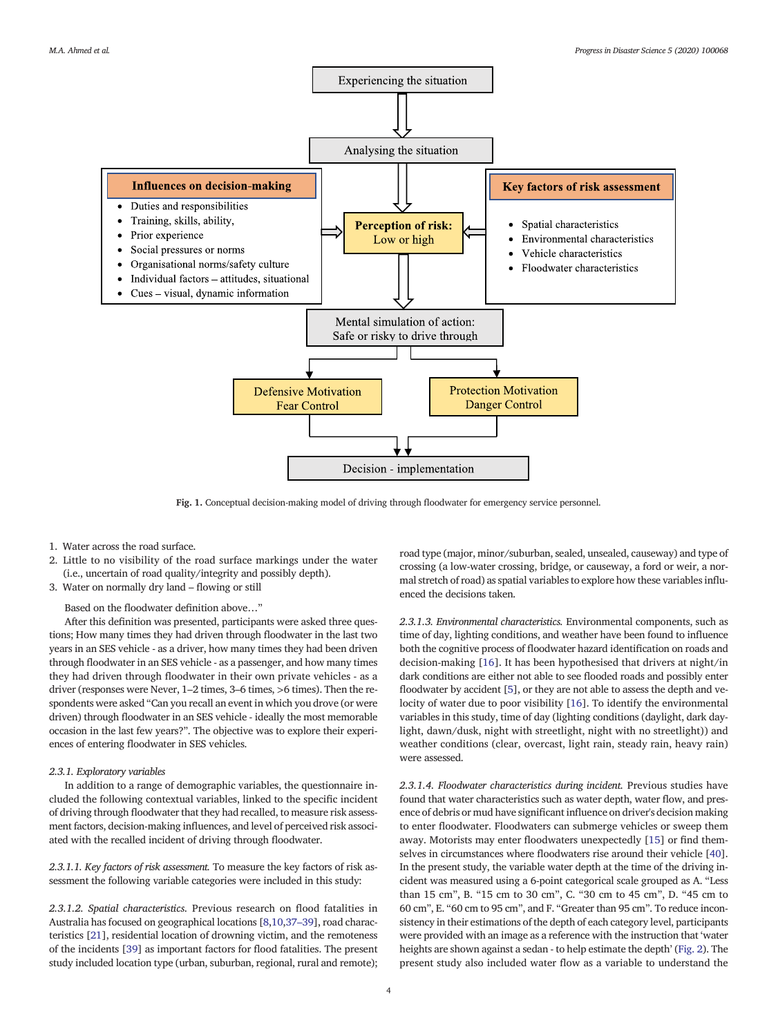Fig. 1. Conceptual decision-making model of driving through floodwater for emergency service personnel.

1. Water across the road surface.
2. Little to no visibility of the road surface markings under the water (i.e., uncertain of road quality/integrity and possibly depth).
3. Water on normally dry land – flowing or still

Based on the floodwater definition above…"

After this definition was presented, participants were asked three questions; How many times they had driven through floodwater in the last two years in an SES vehicle - as a driver, how many times they had been driven through floodwater in an SES vehicle - as a passenger, and how many times they had driven through floodwater in their own private vehicles - as a driver (responses were Never, 1–2 times, 3–6 times, >6 times). Then the respondents were asked "Can you recall an event in which you drove (or were driven) through floodwater in an SES vehicle - ideally the most memorable occasion in the last few years?". The objective was to explore their experiences of entering floodwater in SES vehicles.

### 2.3.1. Exploratory variables

In addition to a range of demographic variables, the questionnaire included the following contextual variables, linked to the specific incident of driving through floodwater that they had recalled, to measure risk assessment factors, decision-making influences, and level of perceived risk associated with the recalled incident of driving through floodwater.

*2.3.1.1. Key factors of risk assessment.* To measure the key factors of risk assessment the following variable categories were included in this study:

*2.3.1.2. Spatial characteristics.* Previous research on flood fatalities in Australia has focused on geographical locations [8,10,37–39], road characteristics [21], residential location of drowning victim, and the remoteness of the incidents [39] as important factors for flood fatalities. The present study included location type (urban, suburban, regional, rural and remote); road type (major, minor/suburban, sealed, unsealed, causeway) and type of crossing (a low-water crossing, bridge, or causeway, a ford or weir, a normal stretch of road) as spatial variables to explore how these variables influenced the decisions taken.

*2.3.1.3. Environmental characteristics.* Environmental components, such as time of day, lighting conditions, and weather have been found to influence both the cognitive process of floodwater hazard identification on roads and decision-making [16]. It has been hypothesised that drivers at night/in dark conditions are either not able to see flooded roads and possibly enter floodwater by accident [5], or they are not able to assess the depth and velocity of water due to poor visibility [16]. To identify the environmental variables in this study, time of day (lighting conditions (daylight, dark daylight, dawn/dusk, night with streetlight, night with no streetlight)) and weather conditions (clear, overcast, light rain, steady rain, heavy rain) were assessed.

*2.3.1.4. Floodwater characteristics during incident.* Previous studies have found that water characteristics such as water depth, water flow, and presence of debris or mud have significant influence on driver's decision making to enter floodwater. Floodwaters can submerge vehicles or sweep them away. Motorists may enter floodwaters unexpectedly [15] or find themselves in circumstances where floodwaters rise around their vehicle [40]. In the present study, the variable water depth at the time of the driving incident was measured using a 6-point categorical scale grouped as A. "Less than 15 cm", B. "15 cm to 30 cm", C. "30 cm to 45 cm", D. "45 cm to 60 cm", E. "60 cm to 95 cm", and F. "Greater than 95 cm". To reduce inconsistency in their estimations of the depth of each category level, participants were provided with an image as a reference with the instruction that 'water heights are shown against a sedan - to help estimate the depth' (Fig. 2). The present study also included water flow as a variable to understand the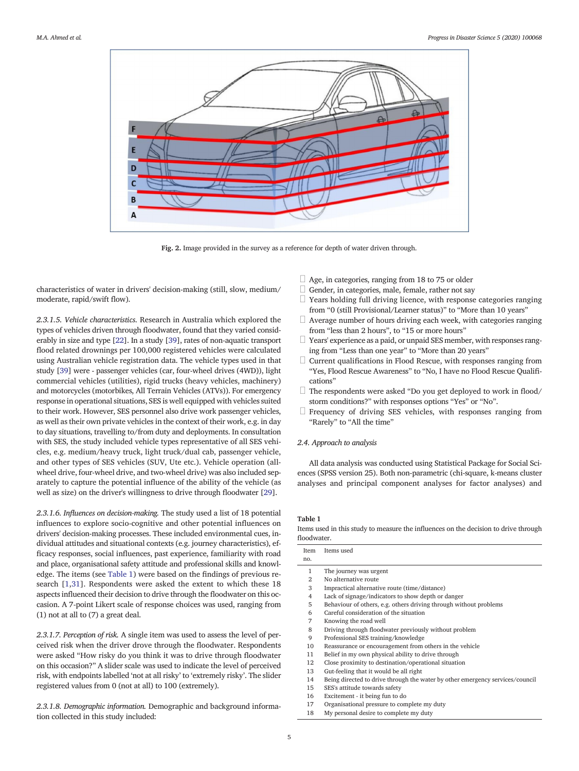Fig. 2. Image provided in the survey as a reference for depth of water driven through.

characteristics of water in drivers' decision-making (still, slow, medium/moderate, rapid/swift flow).

*2.3.1.5. Vehicle characteristics.* Research in Australia which explored the types of vehicles driven through floodwater, found that they varied considerably in size and type [22]. In a study [39], rates of non-aquatic transport flood related drownings per 100,000 registered vehicles were calculated using Australian vehicle registration data. The vehicle types used in that study [39] were - passenger vehicles (car, four-wheel drives (4WD)), light commercial vehicles (utilities), rigid trucks (heavy vehicles, machinery) and motorcycles (motorbikes, All Terrain Vehicles (ATVs)). For emergency response in operational situations, SES is well equipped with vehicles suited to their work. However, SES personnel also drive work passenger vehicles, as well as their own private vehicles in the context of their work, e.g. in day to day situations, travelling to/from duty and deployments. In consultation with SES, the study included vehicle types representative of all SES vehicles, e.g. medium/heavy truck, light truck/dual cab, passenger vehicle, and other types of SES vehicles (SUV, Ute etc.). Vehicle operation (all-wheel drive, four-wheel drive, and two-wheel drive) was also included separately to capture the potential influence of the ability of the vehicle (as well as size) on the driver's willingness to drive through floodwater [29].

*2.3.1.6. Influences on decision-making.* The study used a list of 18 potential influences to explore socio-cognitive and other potential influences on drivers' decision-making processes. These included environmental cues, individual attitudes and situational contexts (e.g. journey characteristics), efficacy responses, social influences, past experience, familiarity with road and place, organisational safety attitude and professional skills and knowledge. The items (see Table 1) were based on the findings of previous research [1,31]. Respondents were asked the extent to which these 18 aspects influenced their decision to drive through the floodwater on this occasion. A 7-point Likert scale of response choices was used, ranging from (1) not at all to (7) a great deal.

*2.3.1.7. Perception of risk.* A single item was used to assess the level of perceived risk when the driver drove through the floodwater. Respondents were asked "How risky do you think it was to drive through floodwater on this occasion?" A slider scale was used to indicate the level of perceived risk, with endpoints labelled 'not at all risky' to 'extremely risky'. The slider registered values from 0 (not at all) to 100 (extremely).

*2.3.1.8. Demographic information.* Demographic and background information collected in this study included:

- Age, in categories, ranging from 18 to 75 or older
- Gender, in categories, male, female, rather not say
- Years holding full driving licence, with response categories ranging from "0 (still Provisional/Learner status)" to "More than 10 years"
- Average number of hours driving each week, with categories ranging from "less than 2 hours", to "15 or more hours"
- Years' experience as a paid, or unpaid SES member, with responses ranging from "Less than one year" to "More than 20 years"
- Current qualifications in Flood Rescue, with responses ranging from "Yes, Flood Rescue Awareness" to "No, I have no Flood Rescue Qualifications"
- The respondents were asked "Do you get deployed to work in flood/storm conditions?" with responses options "Yes" or "No".
- Frequency of driving SES vehicles, with responses ranging from "Rarely" to "All the time"

## 2.4. Approach to analysis

All data analysis was conducted using Statistical Package for Social Sciences (SPSS version 25). Both non-parametric (chi-square, k-means cluster analyses and principal component analyses for factor analyses) and

**Table 1**
Items used in this study to measure the influences on the decision to drive through floodwater.

| Item no. | Items used |
|---|---|
| 1 | The journey was urgent |
| 2 | No alternative route |
| 3 | Impractical alternative route (time/distance) |
| 4 | Lack of signage/indicators to show depth or danger |
| 5 | Behaviour of others, e.g. others driving through without problems |
| 6 | Careful consideration of the situation |
| 7 | Knowing the road well |
| 8 | Driving through floodwater previously without problem |
| 9 | Professional SES training/knowledge |
| 10 | Reassurance or encouragement from others in the vehicle |
| 11 | Belief in my own physical ability to drive through |
| 12 | Close proximity to destination/operational situation |
| 13 | Gut-feeling that it would be all right |
| 14 | Being directed to drive through the water by other emergency services/council |
| 15 | SES's attitude towards safety |
| 16 | Excitement - it being fun to do |
| 17 | Organisational pressure to complete my duty |
| 18 | My personal desire to complete my duty |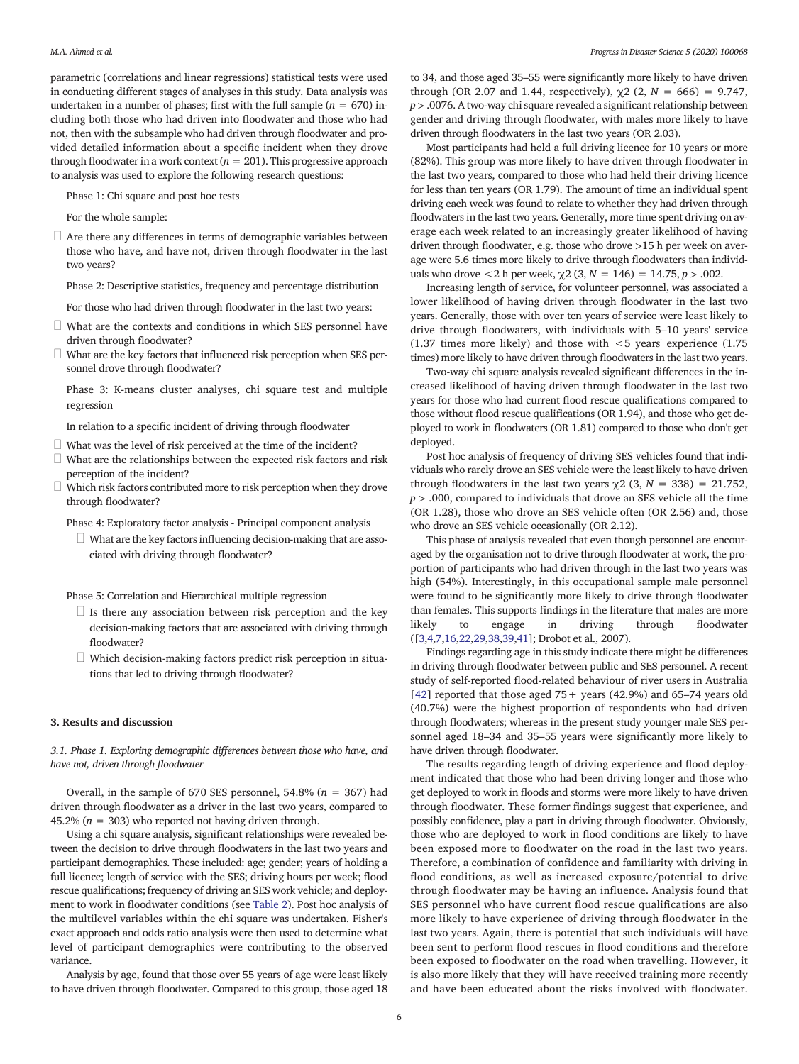parametric (correlations and linear regressions) statistical tests were used in conducting different stages of analyses in this study. Data analysis was undertaken in a number of phases; first with the full sample ($n$ = 670) including both those who had driven into floodwater and those who had not, then with the subsample who had driven through floodwater and provided detailed information about a specific incident when they drove through floodwater in a work context ($n$ = 201). This progressive approach to analysis was used to explore the following research questions:

Phase 1: Chi square and post hoc tests

For the whole sample:

- Are there any differences in terms of demographic variables between those who have, and have not, driven through floodwater in the last two years?

Phase 2: Descriptive statistics, frequency and percentage distribution

For those who had driven through floodwater in the last two years:

- What are the contexts and conditions in which SES personnel have driven through floodwater?
- What are the key factors that influenced risk perception when SES personnel drove through floodwater?

Phase 3: K-means cluster analyses, chi square test and multiple regression

In relation to a specific incident of driving through floodwater

- What was the level of risk perceived at the time of the incident?
- What are the relationships between the expected risk factors and risk perception of the incident?
- Which risk factors contributed more to risk perception when they drove through floodwater?

Phase 4: Exploratory factor analysis - Principal component analysis

- What are the key factors influencing decision-making that are associated with driving through floodwater?

Phase 5: Correlation and Hierarchical multiple regression

- Is there any association between risk perception and the key decision-making factors that are associated with driving through floodwater?
- Which decision-making factors predict risk perception in situations that led to driving through floodwater?

## 3. Results and discussion

### 3.1. Phase 1. Exploring demographic differences between those who have, and have not, driven through floodwater

Overall, in the sample of 670 SES personnel, 54.8% ($n$ = 367) had driven through floodwater as a driver in the last two years, compared to 45.2% ($n$ = 303) who reported not having driven through.

Using a chi square analysis, significant relationships were revealed between the decision to drive through floodwaters in the last two years and participant demographics. These included: age; gender; years of holding a full licence; length of service with the SES; driving hours per week; flood rescue qualifications; frequency of driving an SES work vehicle; and deployment to work in floodwater conditions (see Table 2). Post hoc analysis of the multilevel variables within the chi square was undertaken. Fisher's exact approach and odds ratio analysis were then used to determine what level of participant demographics were contributing to the observed variance.

Analysis by age, found that those over 55 years of age were least likely to have driven through floodwater. Compared to this group, those aged 18 to 34, and those aged 35–55 were significantly more likely to have driven through (OR 2.07 and 1.44, respectively), $\chi2$ (2, $N$ = 666) = 9.747, $p$ > .0076. A two-way chi square revealed a significant relationship between gender and driving through floodwater, with males more likely to have driven through floodwaters in the last two years (OR 2.03).

Most participants had held a full driving licence for 10 years or more (82%). This group was more likely to have driven through floodwater in the last two years, compared to those who had held their driving licence for less than ten years (OR 1.79). The amount of time an individual spent driving each week was found to relate to whether they had driven through floodwaters in the last two years. Generally, more time spent driving on average each week related to an increasingly greater likelihood of having driven through floodwater, e.g. those who drove >15 h per week on average were 5.6 times more likely to drive through floodwaters than individuals who drove <2 h per week, $\chi2$ (3, $N$ = 146) = 14.75, $p$ > .002.

Increasing length of service, for volunteer personnel, was associated a lower likelihood of having driven through floodwater in the last two years. Generally, those with over ten years of service were least likely to drive through floodwaters, with individuals with 5–10 years' service (1.37 times more likely) and those with <5 years' experience (1.75 times) more likely to have driven through floodwaters in the last two years.

Two-way chi square analysis revealed significant differences in the increased likelihood of having driven through floodwater in the last two years for those who had current flood rescue qualifications compared to those without flood rescue qualifications (OR 1.94), and those who get deployed to work in floodwaters (OR 1.81) compared to those who don't get deployed.

Post hoc analysis of frequency of driving SES vehicles found that individuals who rarely drove an SES vehicle were the least likely to have driven through floodwaters in the last two years $\chi2$ (3, $N$ = 338) = 21.752, $p$ > .000, compared to individuals that drove an SES vehicle all the time (OR 1.28), those who drove an SES vehicle often (OR 2.56) and, those who drove an SES vehicle occasionally (OR 2.12).

This phase of analysis revealed that even though personnel are encouraged by the organisation not to drive through floodwater at work, the proportion of participants who had driven through in the last two years was high (54%). Interestingly, in this occupational sample male personnel were found to be significantly more likely to drive through floodwater than females. This supports findings in the literature that males are more likely to engage in driving through floodwater ([3,4,7,16,22,29,38,39,41]; Drobot et al., 2007).

Findings regarding age in this study indicate there might be differences in driving through floodwater between public and SES personnel. A recent study of self-reported flood-related behaviour of river users in Australia [42] reported that those aged 75+ years (42.9%) and 65–74 years old (40.7%) were the highest proportion of respondents who had driven through floodwaters; whereas in the present study younger male SES personnel aged 18–34 and 35–55 years were significantly more likely to have driven through floodwater.

The results regarding length of driving experience and flood deployment indicated that those who had been driving longer and those who get deployed to work in floods and storms were more likely to have driven through floodwater. These former findings suggest that experience, and possibly confidence, play a part in driving through floodwater. Obviously, those who are deployed to work in flood conditions are likely to have been exposed more to floodwater on the road in the last two years. Therefore, a combination of confidence and familiarity with driving in flood conditions, as well as increased exposure/potential to drive through floodwater may be having an influence. Analysis found that SES personnel who have current flood rescue qualifications are also more likely to have experience of driving through floodwater in the last two years. Again, there is potential that such individuals will have been sent to perform flood rescues in flood conditions and therefore been exposed to floodwater on the road when travelling. However, it is also more likely that they will have received training more recently and have been educated about the risks involved with floodwater.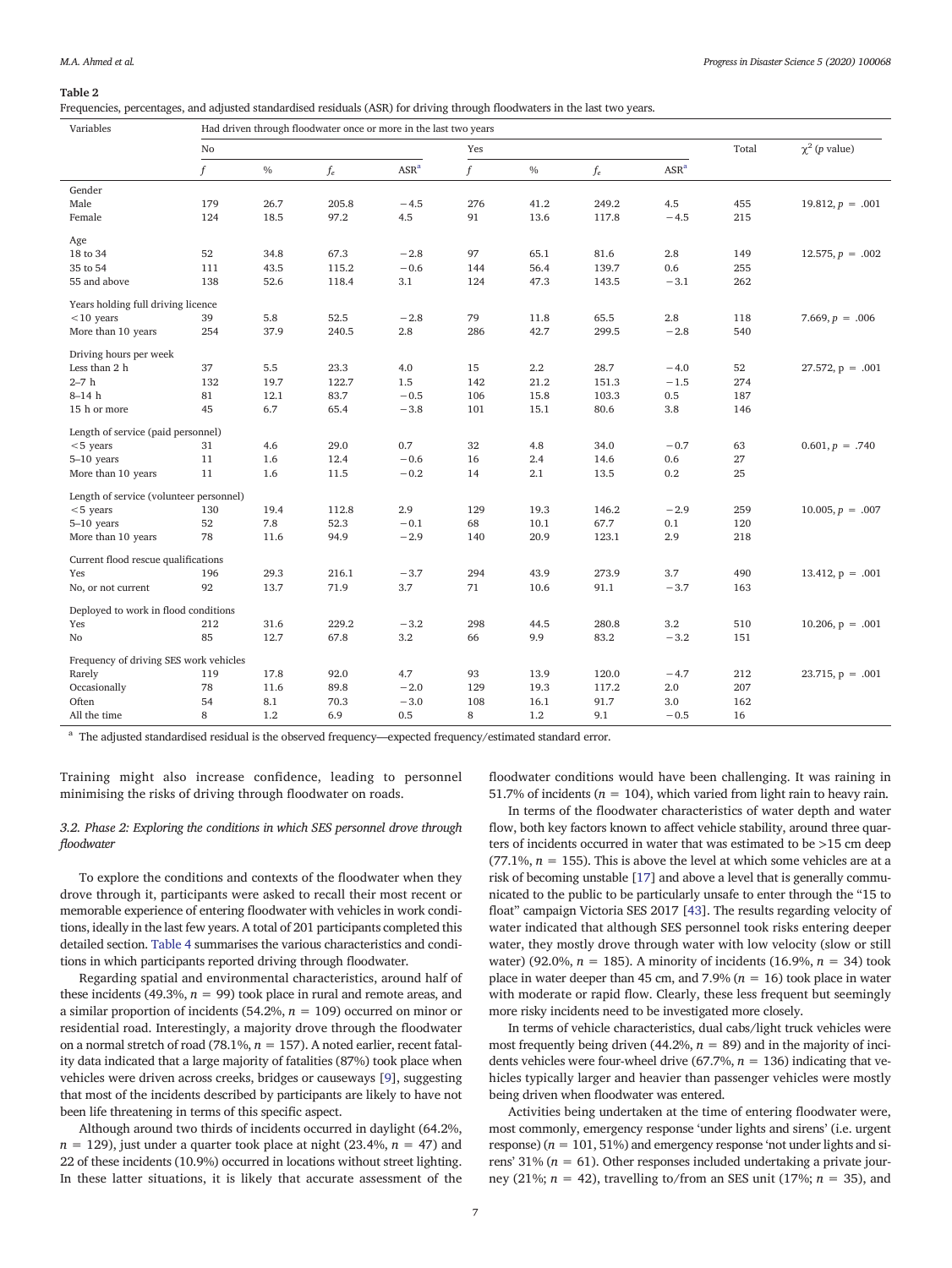**Table 2**

Frequencies, percentages, and adjusted standardised residuals (ASR) for driving through floodwaters in the last two years.

| Variables | Had driven through floodwater once or more in the last two years | | | | | | | | | |
|---|---|---|---|---|---|---|---|---|---|---|
| | No | | | | Yes | | | | Total | $\chi^2$ (*p* value) |
| | *f* | % | $f_e$ | ASR[a] | *f* | % | $f_e$ | ASR[a] | | |
| **Gender** | | | | | | | | | | |
| Male | 179 | 26.7 | 205.8 | −4.5 | 276 | 41.2 | 249.2 | 4.5 | 455 | 19.812, $p = .001$ |
| Female | 124 | 18.5 | 97.2 | 4.5 | 91 | 13.6 | 117.8 | −4.5 | 215 | |
| **Age** | | | | | | | | | | |
| 18 to 34 | 52 | 34.8 | 67.3 | −2.8 | 97 | 65.1 | 81.6 | 2.8 | 149 | 12.575, $p = .002$ |
| 35 to 54 | 111 | 43.5 | 115.2 | −0.6 | 144 | 56.4 | 139.7 | 0.6 | 255 | |
| 55 and above | 138 | 52.6 | 118.4 | 3.1 | 124 | 47.3 | 143.5 | −3.1 | 262 | |
| **Years holding full driving licence** | | | | | | | | | | |
| <10 years | 39 | 5.8 | 52.5 | −2.8 | 79 | 11.8 | 65.5 | 2.8 | 118 | 7.669, $p = .006$ |
| More than 10 years | 254 | 37.9 | 240.5 | 2.8 | 286 | 42.7 | 299.5 | −2.8 | 540 | |
| **Driving hours per week** | | | | | | | | | | |
| Less than 2 h | 37 | 5.5 | 23.3 | 4.0 | 15 | 2.2 | 28.7 | −4.0 | 52 | 27.572, $p = .001$ |
| 2–7 h | 132 | 19.7 | 122.7 | 1.5 | 142 | 21.2 | 151.3 | −1.5 | 274 | |
| 8–14 h | 81 | 12.1 | 83.7 | −0.5 | 106 | 15.8 | 103.3 | 0.5 | 187 | |
| 15 h or more | 45 | 6.7 | 65.4 | −3.8 | 101 | 15.1 | 80.6 | 3.8 | 146 | |
| **Length of service (paid personnel)** | | | | | | | | | | |
| <5 years | 31 | 4.6 | 29.0 | 0.7 | 32 | 4.8 | 34.0 | −0.7 | 63 | 0.601, $p = .740$ |
| 5–10 years | 11 | 1.6 | 12.4 | −0.6 | 16 | 2.4 | 14.6 | 0.6 | 27 | |
| More than 10 years | 11 | 1.6 | 11.5 | −0.2 | 14 | 2.1 | 13.5 | 0.2 | 25 | |
| **Length of service (volunteer personnel)** | | | | | | | | | | |
| <5 years | 130 | 19.4 | 112.8 | 2.9 | 129 | 19.3 | 146.2 | −2.9 | 259 | 10.005, $p = .007$ |
| 5–10 years | 52 | 7.8 | 52.3 | −0.1 | 68 | 10.1 | 67.7 | 0.1 | 120 | |
| More than 10 years | 78 | 11.6 | 94.9 | −2.9 | 140 | 20.9 | 123.1 | 2.9 | 218 | |
| **Current flood rescue qualifications** | | | | | | | | | | |
| Yes | 196 | 29.3 | 216.1 | −3.7 | 294 | 43.9 | 273.9 | 3.7 | 490 | 13.412, $p = .001$ |
| No, or not current | 92 | 13.7 | 71.9 | 3.7 | 71 | 10.6 | 91.1 | −3.7 | 163 | |
| **Deployed to work in flood conditions** | | | | | | | | | | |
| Yes | 212 | 31.6 | 229.2 | −3.2 | 298 | 44.5 | 280.8 | 3.2 | 510 | 10.206, $p = .001$ |
| No | 85 | 12.7 | 67.8 | 3.2 | 66 | 9.9 | 83.2 | −3.2 | 151 | |
| **Frequency of driving SES work vehicles** | | | | | | | | | | |
| Rarely | 119 | 17.8 | 92.0 | 4.7 | 93 | 13.9 | 120.0 | −4.7 | 212 | 23.715, $p = .001$ |
| Occasionally | 78 | 11.6 | 89.8 | −2.0 | 129 | 19.3 | 117.2 | 2.0 | 207 | |
| Often | 54 | 8.1 | 70.3 | −3.0 | 108 | 16.1 | 91.7 | 3.0 | 162 | |
| All the time | 8 | 1.2 | 6.9 | 0.5 | 8 | 1.2 | 9.1 | −0.5 | 16 | |

[a] The adjusted standardised residual is the observed frequency—expected frequency/estimated standard error.

Training might also increase confidence, leading to personnel minimising the risks of driving through floodwater on roads.

### 3.2. Phase 2: Exploring the conditions in which SES personnel drove through floodwater

To explore the conditions and contexts of the floodwater when they drove through it, participants were asked to recall their most recent or memorable experience of entering floodwater with vehicles in work conditions, ideally in the last few years. A total of 201 participants completed this detailed section. Table 4 summarises the various characteristics and conditions in which participants reported driving through floodwater.

Regarding spatial and environmental characteristics, around half of these incidents (49.3%, $n = 99$) took place in rural and remote areas, and a similar proportion of incidents (54.2%, $n = 109$) occurred on minor or residential road. Interestingly, a majority drove through the floodwater on a normal stretch of road (78.1%, $n = 157$). A noted earlier, recent fatality data indicated that a large majority of fatalities (87%) took place when vehicles were driven across creeks, bridges or causeways [9], suggesting that most of the incidents described by participants are likely to have not been life threatening in terms of this specific aspect.

Although around two thirds of incidents occurred in daylight (64.2%, $n = 129$), just under a quarter took place at night (23.4%, $n = 47$) and 22 of these incidents (10.9%) occurred in locations without street lighting. In these latter situations, it is likely that accurate assessment of the floodwater conditions would have been challenging. It was raining in 51.7% of incidents ($n = 104$), which varied from light rain to heavy rain.

In terms of the floodwater characteristics of water depth and water flow, both key factors known to affect vehicle stability, around three quarters of incidents occurred in water that was estimated to be >15 cm deep (77.1%, $n = 155$). This is above the level at which some vehicles are at a risk of becoming unstable [17] and above a level that is generally communicated to the public to be particularly unsafe to enter through the "15 to float" campaign Victoria SES 2017 [43]. The results regarding velocity of water indicated that although SES personnel took risks entering deeper water, they mostly drove through water with low velocity (slow or still water) (92.0%, $n = 185$). A minority of incidents (16.9%, $n = 34$) took place in water deeper than 45 cm, and 7.9% ($n = 16$) took place in water with moderate or rapid flow. Clearly, these less frequent but seemingly more risky incidents need to be investigated more closely.

In terms of vehicle characteristics, dual cabs/light truck vehicles were most frequently being driven (44.2%, $n = 89$) and in the majority of incidents vehicles were four-wheel drive (67.7%, $n = 136$) indicating that vehicles typically larger and heavier than passenger vehicles were mostly being driven when floodwater was entered.

Activities being undertaken at the time of entering floodwater were, most commonly, emergency response 'under lights and sirens' (i.e. urgent response) ($n = 101$, 51%) and emergency response 'not under lights and sirens' 31% ($n = 61$). Other responses included undertaking a private journey (21%; $n = 42$), travelling to/from an SES unit (17%; $n = 35$), and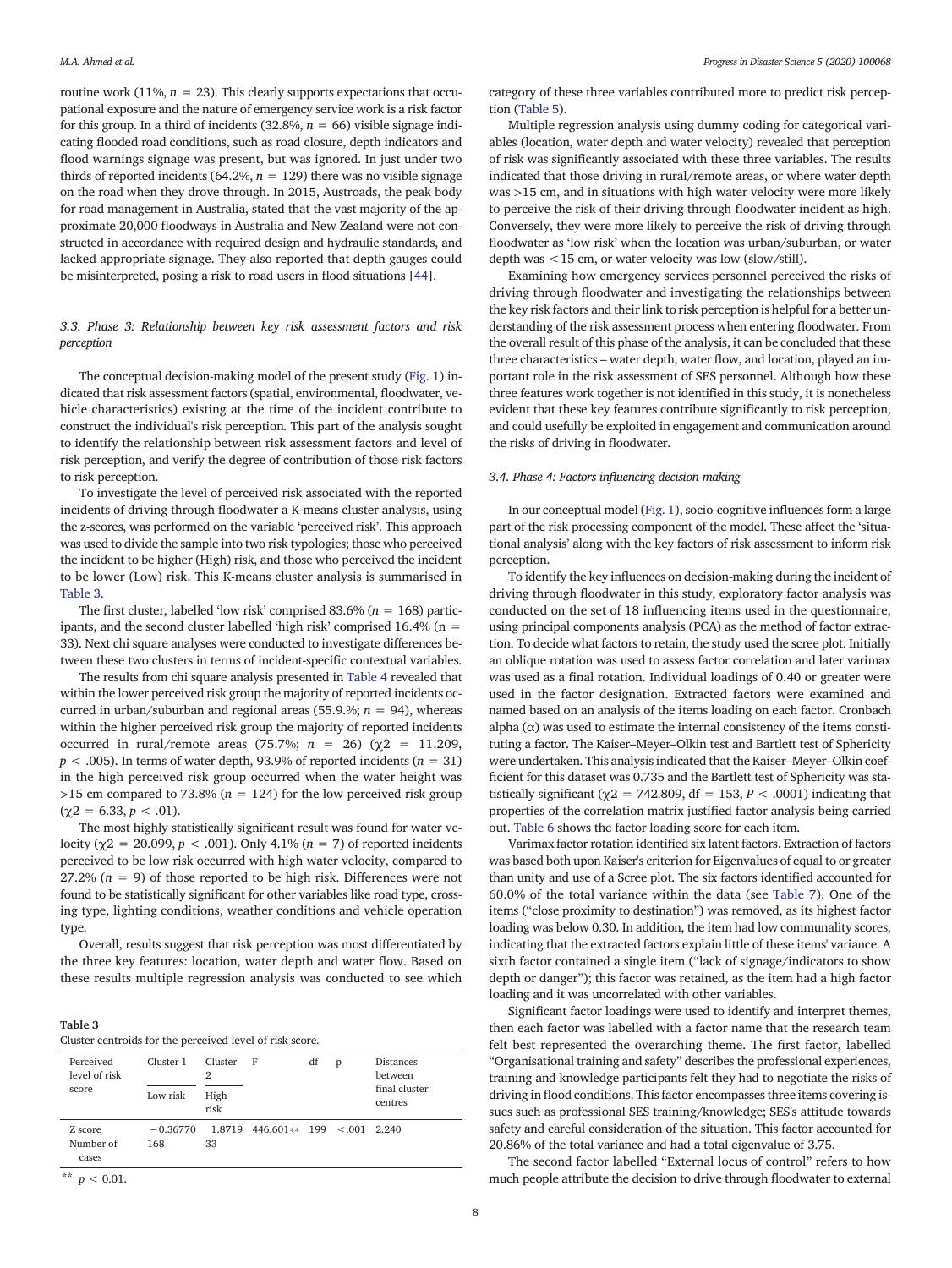routine work (11%, $n = 23$). This clearly supports expectations that occupational exposure and the nature of emergency service work is a risk factor for this group. In a third of incidents (32.8%, $n = 66$) visible signage indicating flooded road conditions, such as road closure, depth indicators and flood warnings signage was present, but was ignored. In just under two thirds of reported incidents (64.2%, $n = 129$) there was no visible signage on the road when they drove through. In 2015, Austroads, the peak body for road management in Australia, stated that the vast majority of the approximate 20,000 floodways in Australia and New Zealand were not constructed in accordance with required design and hydraulic standards, and lacked appropriate signage. They also reported that depth gauges could be misinterpreted, posing a risk to road users in flood situations [44].

### 3.3. Phase 3: Relationship between key risk assessment factors and risk perception

The conceptual decision-making model of the present study (Fig. 1) indicated that risk assessment factors (spatial, environmental, floodwater, vehicle characteristics) existing at the time of the incident contribute to construct the individual's risk perception. This part of the analysis sought to identify the relationship between risk assessment factors and level of risk perception, and verify the degree of contribution of those risk factors to risk perception.

To investigate the level of perceived risk associated with the reported incidents of driving through floodwater a K-means cluster analysis, using the z-scores, was performed on the variable 'perceived risk'. This approach was used to divide the sample into two risk typologies; those who perceived the incident to be higher (High) risk, and those who perceived the incident to be lower (Low) risk. This K-means cluster analysis is summarised in Table 3.

The first cluster, labelled 'low risk' comprised 83.6% ($n = 168$) participants, and the second cluster labelled 'high risk' comprised 16.4% ($n = 33$). Next chi square analyses were conducted to investigate differences between these two clusters in terms of incident-specific contextual variables.

The results from chi square analysis presented in Table 4 revealed that within the lower perceived risk group the majority of reported incidents occurred in urban/suburban and regional areas (55.9.%; $n = 94$), whereas within the higher perceived risk group the majority of reported incidents occurred in rural/remote areas (75.7%; $n = 26$) ($\chi2 = 11.209$, $p < .005$). In terms of water depth, 93.9% of reported incidents ($n = 31$) in the high perceived risk group occurred when the water height was >15 cm compared to 73.8% ($n = 124$) for the low perceived risk group ($\chi2 = 6.33$, $p < .01$).

The most highly statistically significant result was found for water velocity ($\chi2 = 20.099$, $p < .001$). Only 4.1% ($n = 7$) of reported incidents perceived to be low risk occurred with high water velocity, compared to 27.2% ($n = 9$) of those reported to be high risk. Differences were not found to be statistically significant for other variables like road type, crossing type, lighting conditions, weather conditions and vehicle operation type.

Overall, results suggest that risk perception was most differentiated by the three key features: location, water depth and water flow. Based on these results multiple regression analysis was conducted to see which category of these three variables contributed more to predict risk perception (Table 5).

Multiple regression analysis using dummy coding for categorical variables (location, water depth and water velocity) revealed that perception of risk was significantly associated with these three variables. The results indicated that those driving in rural/remote areas, or where water depth was >15 cm, and in situations with high water velocity were more likely to perceive the risk of their driving through floodwater incident as high. Conversely, they were more likely to perceive the risk of driving through floodwater as 'low risk' when the location was urban/suburban, or water depth was <15 cm, or water velocity was low (slow/still).

Examining how emergency services personnel perceived the risks of driving through floodwater and investigating the relationships between the key risk factors and their link to risk perception is helpful for a better understanding of the risk assessment process when entering floodwater. From the overall result of this phase of the analysis, it can be concluded that these three characteristics – water depth, water flow, and location, played an important role in the risk assessment of SES personnel. Although how these three features work together is not identified in this study, it is nonetheless evident that these key features contribute significantly to risk perception, and could usefully be exploited in engagement and communication around the risks of driving in floodwater.

**Table 3**
Cluster centroids for the perceived level of risk score.

| Perceived level of risk score | Cluster 1 | Cluster 2 | F | df | p | Distances between final cluster centres |
|---|---|---|---|---|---|---|
| | Low risk | High risk | | | | |
| Z score | −0.36770 | 1.8719 | 446.601** | 199 | <.001 | 2.240 |
| Number of cases | 168 | 33 | | | | |

** $p < 0.01$.

### 3.4. Phase 4: Factors influencing decision-making

In our conceptual model (Fig. 1), socio-cognitive influences form a large part of the risk processing component of the model. These affect the 'situational analysis' along with the key factors of risk assessment to inform risk perception.

To identify the key influences on decision-making during the incident of driving through floodwater in this study, exploratory factor analysis was conducted on the set of 18 influencing items used in the questionnaire, using principal components analysis (PCA) as the method of factor extraction. To decide what factors to retain, the study used the scree plot. Initially an oblique rotation was used to assess factor correlation and later varimax was used as a final rotation. Individual loadings of 0.40 or greater were used in the factor designation. Extracted factors were examined and named based on an analysis of the items loading on each factor. Cronbach alpha (α) was used to estimate the internal consistency of the items constituting a factor. The Kaiser–Meyer–Olkin test and Bartlett test of Sphericity were undertaken. This analysis indicated that the Kaiser–Meyer–Olkin coefficient for this dataset was 0.735 and the Bartlett test of Sphericity was statistically significant ($\chi2 = 742.809$, df = 153, $P < .0001$) indicating that properties of the correlation matrix justified factor analysis being carried out. Table 6 shows the factor loading score for each item.

Varimax factor rotation identified six latent factors. Extraction of factors was based both upon Kaiser's criterion for Eigenvalues of equal to or greater than unity and use of a Scree plot. The six factors identified accounted for 60.0% of the total variance within the data (see Table 7). One of the items ("close proximity to destination") was removed, as its highest factor loading was below 0.30. In addition, the item had low communality scores, indicating that the extracted factors explain little of these items' variance. A sixth factor contained a single item ("lack of signage/indicators to show depth or danger"); this factor was retained, as the item had a high factor loading and it was uncorrelated with other variables.

Significant factor loadings were used to identify and interpret themes, then each factor was labelled with a factor name that the research team felt best represented the overarching theme. The first factor, labelled "Organisational training and safety" describes the professional experiences, training and knowledge participants felt they had to negotiate the risks of driving in flood conditions. This factor encompasses three items covering issues such as professional SES training/knowledge; SES's attitude towards safety and careful consideration of the situation. This factor accounted for 20.86% of the total variance and had a total eigenvalue of 3.75.

The second factor labelled "External locus of control" refers to how much people attribute the decision to drive through floodwater to external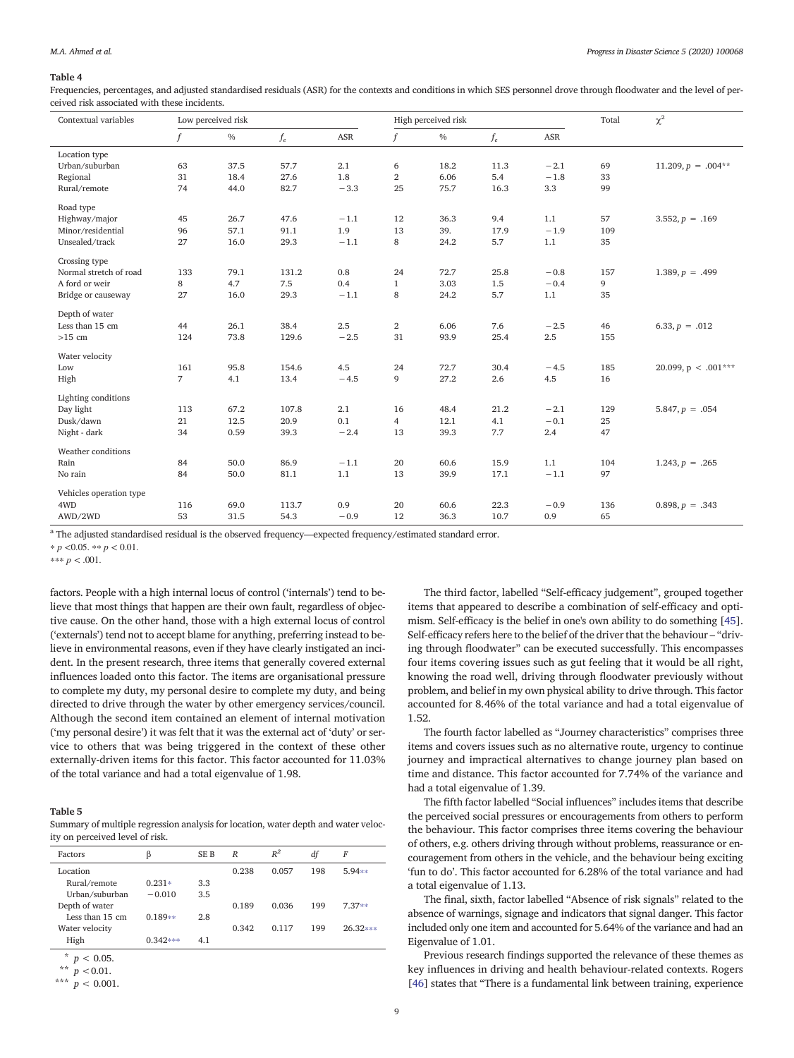**Table 4**

Frequencies, percentages, and adjusted standardised residuals (ASR) for the contexts and conditions in which SES personnel drove through floodwater and the level of perceived risk associated with these incidents.

| Contextual variables | Low perceived risk | | | | High perceived risk | | | | Total | $\chi^2$ |
|---|---|---|---|---|---|---|---|---|---|---|
| | $f$ | % | $f_e$ | ASR | $f$ | % | $f_e$ | ASR | | |
| Location type | | | | | | | | | | |
| Urban/suburban | 63 | 37.5 | 57.7 | 2.1 | 6 | 18.2 | 11.3 | −2.1 | 69 | 11.209, $p$ = .004** |
| Regional | 31 | 18.4 | 27.6 | 1.8 | 2 | 6.06 | 5.4 | −1.8 | 33 | |
| Rural/remote | 74 | 44.0 | 82.7 | −3.3 | 25 | 75.7 | 16.3 | 3.3 | 99 | |
| Road type | | | | | | | | | | |
| Highway/major | 45 | 26.7 | 47.6 | −1.1 | 12 | 36.3 | 9.4 | 1.1 | 57 | 3.552, $p$ = .169 |
| Minor/residential | 96 | 57.1 | 91.1 | 1.9 | 13 | 39. | 17.9 | −1.9 | 109 | |
| Unsealed/track | 27 | 16.0 | 29.3 | −1.1 | 8 | 24.2 | 5.7 | 1.1 | 35 | |
| Crossing type | | | | | | | | | | |
| Normal stretch of road | 133 | 79.1 | 131.2 | 0.8 | 24 | 72.7 | 25.8 | −0.8 | 157 | 1.389, $p$ = .499 |
| A ford or weir | 8 | 4.7 | 7.5 | 0.4 | 1 | 3.03 | 1.5 | −0.4 | 9 | |
| Bridge or causeway | 27 | 16.0 | 29.3 | −1.1 | 8 | 24.2 | 5.7 | 1.1 | 35 | |
| Depth of water | | | | | | | | | | |
| Less than 15 cm | 44 | 26.1 | 38.4 | 2.5 | 2 | 6.06 | 7.6 | −2.5 | 46 | 6.33, $p$ = .012 |
| >15 cm | 124 | 73.8 | 129.6 | −2.5 | 31 | 93.9 | 25.4 | 2.5 | 155 | |
| Water velocity | | | | | | | | | | |
| Low | 161 | 95.8 | 154.6 | 4.5 | 24 | 72.7 | 30.4 | −4.5 | 185 | 20.099, p < .001*** |
| High | 7 | 4.1 | 13.4 | −4.5 | 9 | 27.2 | 2.6 | 4.5 | 16 | |
| Lighting conditions | | | | | | | | | | |
| Day light | 113 | 67.2 | 107.8 | 2.1 | 16 | 48.4 | 21.2 | −2.1 | 129 | 5.847, $p$ = .054 |
| Dusk/dawn | 21 | 12.5 | 20.9 | 0.1 | 4 | 12.1 | 4.1 | −0.1 | 25 | |
| Night - dark | 34 | 0.59 | 39.3 | −2.4 | 13 | 39.3 | 7.7 | 2.4 | 47 | |
| Weather conditions | | | | | | | | | | |
| Rain | 84 | 50.0 | 86.9 | −1.1 | 20 | 60.6 | 15.9 | 1.1 | 104 | 1.243, $p$ = .265 |
| No rain | 84 | 50.0 | 81.1 | 1.1 | 13 | 39.9 | 17.1 | −1.1 | 97 | |
| Vehicles operation type | | | | | | | | | | |
| 4WD | 116 | 69.0 | 113.7 | 0.9 | 20 | 60.6 | 22.3 | −0.9 | 136 | 0.898, $p$ = .343 |
| AWD/2WD | 53 | 31.5 | 54.3 | −0.9 | 12 | 36.3 | 10.7 | 0.9 | 65 | |

[a] The adjusted standardised residual is the observed frequency—expected frequency/estimated standard error.

* $p$ <0.05. ** $p$ < 0.01.

*** $p$ < .001.

factors. People with a high internal locus of control ('internals') tend to believe that most things that happen are their own fault, regardless of objective cause. On the other hand, those with a high external locus of control ('externals') tend not to accept blame for anything, preferring instead to believe in environmental reasons, even if they have clearly instigated an incident. In the present research, three items that generally covered external influences loaded onto this factor. The items are organisational pressure to complete my duty, my personal desire to complete my duty, and being directed to drive through the water by other emergency services/council. Although the second item contained an element of internal motivation ('my personal desire') it was felt that it was the external act of 'duty' or service to others that was being triggered in the context of these other externally-driven items for this factor. This factor accounted for 11.03% of the total variance and had a total eigenvalue of 1.98.

**Table 5**

Summary of multiple regression analysis for location, water depth and water velocity on perceived level of risk.

| Factors | β | SE B | $R$ | $R^2$ | $df$ | $F$ |
|---|---|---|---|---|---|---|
| Location | | | 0.238 | 0.057 | 198 | 5.94** |
| Rural/remote | 0.231* | 3.3 | | | | |
| Urban/suburban | −0.010 | 3.5 | | | | |
| Depth of water | | | 0.189 | 0.036 | 199 | 7.37** |
| Less than 15 cm | 0.189** | 2.8 | | | | |
| Water velocity | | | 0.342 | 0.117 | 199 | 26.32*** |
| High | 0.342*** | 4.1 | | | | |

* $p$ < 0.05.

** $p$ <0.01.

*** $p$ < 0.001.

The third factor, labelled "Self-efficacy judgement", grouped together items that appeared to describe a combination of self-efficacy and optimism. Self-efficacy is the belief in one's own ability to do something [45]. Self-efficacy refers here to the belief of the driver that the behaviour – "driving through floodwater" can be executed successfully. This encompasses four items covering issues such as gut feeling that it would be all right, knowing the road well, driving through floodwater previously without problem, and belief in my own physical ability to drive through. This factor accounted for 8.46% of the total variance and had a total eigenvalue of 1.52.

The fourth factor labelled as "Journey characteristics" comprises three items and covers issues such as no alternative route, urgency to continue journey and impractical alternatives to change journey plan based on time and distance. This factor accounted for 7.74% of the variance and had a total eigenvalue of 1.39.

The fifth factor labelled "Social influences" includes items that describe the perceived social pressures or encouragements from others to perform the behaviour. This factor comprises three items covering the behaviour of others, e.g. others driving through without problems, reassurance or encouragement from others in the vehicle, and the behaviour being exciting 'fun to do'. This factor accounted for 6.28% of the total variance and had a total eigenvalue of 1.13.

The final, sixth, factor labelled "Absence of risk signals" related to the absence of warnings, signage and indicators that signal danger. This factor included only one item and accounted for 5.64% of the variance and had an Eigenvalue of 1.01.

Previous research findings supported the relevance of these themes as key influences in driving and health behaviour-related contexts. Rogers [46] states that "There is a fundamental link between training, experience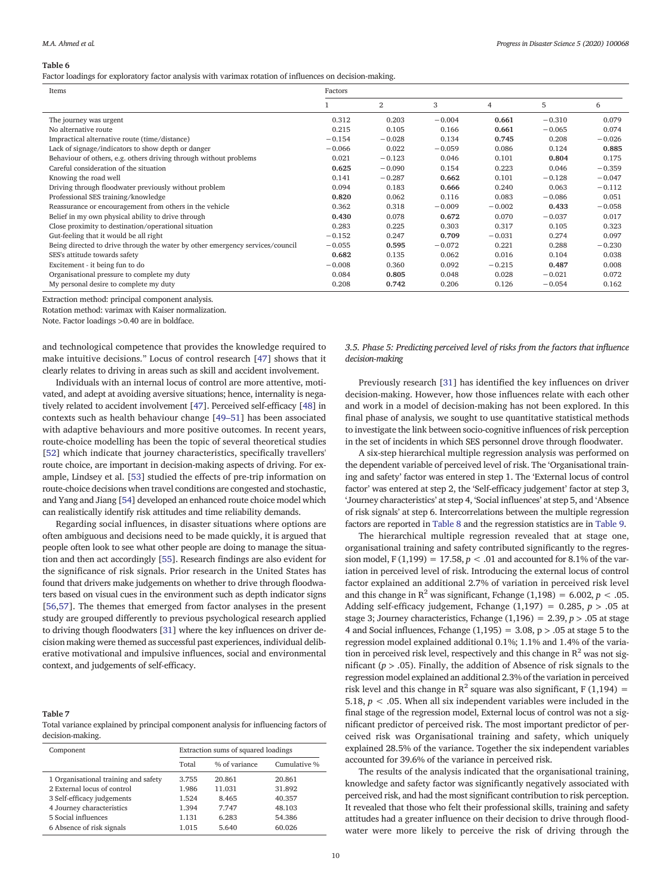**Table 6**
Factor loadings for exploratory factor analysis with varimax rotation of influences on decision-making.

| Items | Factors | | | | | |
|---|---|---|---|---|---|---|
| | 1 | 2 | 3 | 4 | 5 | 6 |
| The journey was urgent | 0.312 | 0.203 | −0.004 | **0.661** | −0.310 | 0.079 |
| No alternative route | 0.215 | 0.105 | 0.166 | **0.661** | −0.065 | 0.074 |
| Impractical alternative route (time/distance) | −0.154 | −0.028 | 0.134 | **0.745** | 0.208 | −0.026 |
| Lack of signage/indicators to show depth or danger | −0.066 | 0.022 | −0.059 | 0.086 | 0.124 | **0.885** |
| Behaviour of others, e.g. others driving through without problems | 0.021 | −0.123 | 0.046 | 0.101 | **0.804** | 0.175 |
| Careful consideration of the situation | **0.625** | −0.090 | 0.154 | 0.223 | 0.046 | −0.359 |
| Knowing the road well | 0.141 | −0.287 | **0.662** | 0.101 | −0.128 | −0.047 |
| Driving through floodwater previously without problem | 0.094 | 0.183 | **0.666** | 0.240 | 0.063 | −0.112 |
| Professional SES training/knowledge | **0.820** | 0.062 | 0.116 | 0.083 | −0.086 | 0.051 |
| Reassurance or encouragement from others in the vehicle | 0.362 | 0.318 | −0.009 | −0.002 | **0.433** | −0.058 |
| Belief in my own physical ability to drive through | **0.430** | 0.078 | **0.672** | 0.070 | −0.037 | 0.017 |
| Close proximity to destination/operational situation | 0.283 | 0.225 | 0.303 | 0.317 | 0.105 | 0.323 |
| Gut-feeling that it would be all right | −0.152 | 0.247 | **0.709** | −0.031 | 0.274 | 0.097 |
| Being directed to drive through the water by other emergency services/council | −0.055 | **0.595** | −0.072 | 0.221 | 0.288 | −0.230 |
| SES's attitude towards safety | **0.682** | 0.135 | 0.062 | 0.016 | 0.104 | 0.038 |
| Excitement - it being fun to do | −0.008 | 0.360 | 0.092 | −0.215 | **0.487** | 0.008 |
| Organisational pressure to complete my duty | 0.084 | **0.805** | 0.048 | 0.028 | −0.021 | 0.072 |
| My personal desire to complete my duty | 0.208 | **0.742** | 0.206 | 0.126 | −0.054 | 0.162 |

Extraction method: principal component analysis.
Rotation method: varimax with Kaiser normalization.
Note. Factor loadings >0.40 are in boldface.

and technological competence that provides the knowledge required to make intuitive decisions." Locus of control research [47] shows that it clearly relates to driving in areas such as skill and accident involvement.

Individuals with an internal locus of control are more attentive, motivated, and adept at avoiding aversive situations; hence, internality is negatively related to accident involvement [47]. Perceived self-efficacy [48] in contexts such as health behaviour change [49–51] has been associated with adaptive behaviours and more positive outcomes. In recent years, route-choice modelling has been the topic of several theoretical studies [52] which indicate that journey characteristics, specifically travellers' route choice, are important in decision-making aspects of driving. For example, Lindsey et al. [53] studied the effects of pre-trip information on route-choice decisions when travel conditions are congested and stochastic, and Yang and Jiang [54] developed an enhanced route choice model which can realistically identify risk attitudes and time reliability demands.

Regarding social influences, in disaster situations where options are often ambiguous and decisions need to be made quickly, it is argued that people often look to see what other people are doing to manage the situation and then act accordingly [55]. Research findings are also evident for the significance of risk signals. Prior research in the United States has found that drivers make judgements on whether to drive through floodwaters based on visual cues in the environment such as depth indicator signs [56,57]. The themes that emerged from factor analyses in the present study are grouped differently to previous psychological research applied to driving though floodwaters [31] where the key influences on driver decision making were themed as successful past experiences, individual deliberative motivational and impulsive influences, social and environmental context, and judgements of self-efficacy.

**Table 7**
Total variance explained by principal component analysis for influencing factors of decision-making.

| Component | Extraction sums of squared loadings | | |
|---|---|---|---|
| | Total | % of variance | Cumulative % |
| 1 Organisational training and safety | 3.755 | 20.861 | 20.861 |
| 2 External locus of control | 1.986 | 11.031 | 31.892 |
| 3 Self-efficacy judgements | 1.524 | 8.465 | 40.357 |
| 4 Journey characteristics | 1.394 | 7.747 | 48.103 |
| 5 Social influences | 1.131 | 6.283 | 54.386 |
| 6 Absence of risk signals | 1.015 | 5.640 | 60.026 |

### 3.5. Phase 5: Predicting perceived level of risks from the factors that influence decision-making

Previously research [31] has identified the key influences on driver decision-making. However, how those influences relate with each other and work in a model of decision-making has not been explored. In this final phase of analysis, we sought to use quantitative statistical methods to investigate the link between socio-cognitive influences of risk perception in the set of incidents in which SES personnel drove through floodwater.

A six-step hierarchical multiple regression analysis was performed on the dependent variable of perceived level of risk. The 'Organisational training and safety' factor was entered in step 1. The 'External locus of control factor' was entered at step 2, the 'Self-efficacy judgement' factor at step 3, 'Journey characteristics' at step 4, 'Social influences' at step 5, and 'Absence of risk signals' at step 6. Intercorrelations between the multiple regression factors are reported in Table 8 and the regression statistics are in Table 9.

The hierarchical multiple regression revealed that at stage one, organisational training and safety contributed significantly to the regression model, $F(1,199) = 17.58$, $p < .01$ and accounted for 8.1% of the variation in perceived level of risk. Introducing the external locus of control factor explained an additional 2.7% of variation in perceived risk level and this change in $R^2$ was significant, Fchange $(1,198) = 6.002$, $p < .05$. Adding self-efficacy judgement, Fchange $(1,197) = 0.285$, $p > .05$ at stage 3; Journey characteristics, Fchange $(1,196) = 2.39$, $p > .05$ at stage 4 and Social influences, Fchange $(1,195) = 3.08$, $p > .05$ at stage 5 to the regression model explained additional 0.1%; 1.1% and 1.4% of the variation in perceived risk level, respectively and this change in $R^2$ was not significant ($p > .05$). Finally, the addition of Absence of risk signals to the regression model explained an additional 2.3% of the variation in perceived risk level and this change in $R^2$ square was also significant, $F(1,194) = 5.18$, $p < .05$. When all six independent variables were included in the final stage of the regression model, External locus of control was not a significant predictor of perceived risk. The most important predictor of perceived risk was Organisational training and safety, which uniquely explained 28.5% of the variance. Together the six independent variables accounted for 39.6% of the variance in perceived risk.

The results of the analysis indicated that the organisational training, knowledge and safety factor was significantly negatively associated with perceived risk, and had the most significant contribution to risk perception. It revealed that those who felt their professional skills, training and safety attitudes had a greater influence on their decision to drive through floodwater were more likely to perceive the risk of driving through the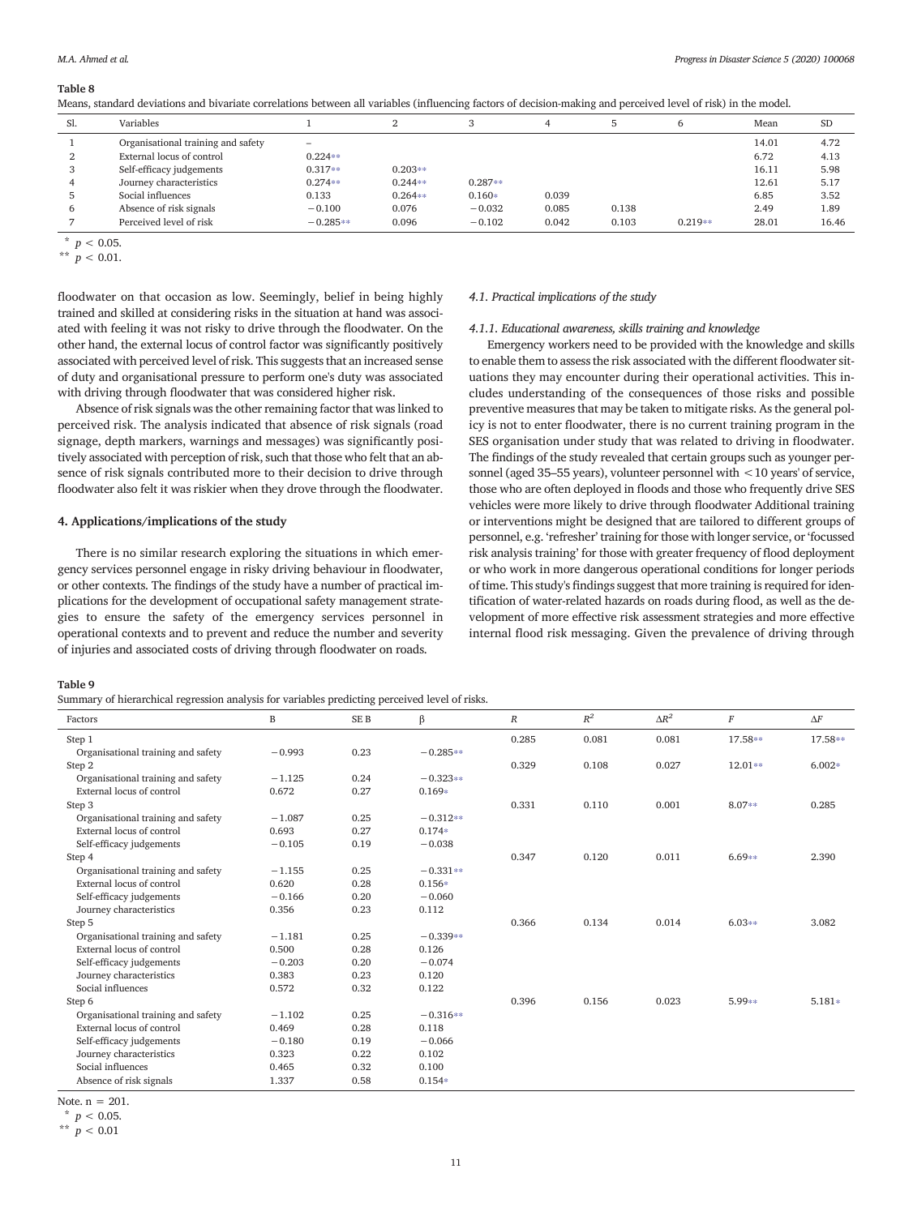**Table 8**

Means, standard deviations and bivariate correlations between all variables (influencing factors of decision-making and perceived level of risk) in the model.

| Sl. | Variables | 1 | 2 | 3 | 4 | 5 | 6 | Mean | SD |
|---|---|---|---|---|---|---|---|---|---|
| 1 | Organisational training and safety | – | | | | | | 14.01 | 4.72 |
| 2 | External locus of control | 0.224** | | | | | | 6.72 | 4.13 |
| 3 | Self-efficacy judgements | 0.317** | 0.203** | | | | | 16.11 | 5.98 |
| 4 | Journey characteristics | 0.274** | 0.244** | 0.287** | | | | 12.61 | 5.17 |
| 5 | Social influences | 0.133 | 0.264** | 0.160* | 0.039 | | | 6.85 | 3.52 |
| 6 | Absence of risk signals | −0.100 | 0.076 | −0.032 | 0.085 | 0.138 | | 2.49 | 1.89 |
| 7 | Perceived level of risk | −0.285** | 0.096 | −0.102 | 0.042 | 0.103 | 0.219** | 28.01 | 16.46 |

* $p < 0.05$.
** $p < 0.01$.

floodwater on that occasion as low. Seemingly, belief in being highly trained and skilled at considering risks in the situation at hand was associated with feeling it was not risky to drive through the floodwater. On the other hand, the external locus of control factor was significantly positively associated with perceived level of risk. This suggests that an increased sense of duty and organisational pressure to perform one's duty was associated with driving through floodwater that was considered higher risk.

Absence of risk signals was the other remaining factor that was linked to perceived risk. The analysis indicated that absence of risk signals (road signage, depth markers, warnings and messages) was significantly positively associated with perception of risk, such that those who felt that an absence of risk signals contributed more to their decision to drive through floodwater also felt it was riskier when they drove through the floodwater.

## 4. Applications/implications of the study

There is no similar research exploring the situations in which emergency services personnel engage in risky driving behaviour in floodwater, or other contexts. The findings of the study have a number of practical implications for the development of occupational safety management strategies to ensure the safety of the emergency services personnel in operational contexts and to prevent and reduce the number and severity of injuries and associated costs of driving through floodwater on roads.

### 4.1. Practical implications of the study

#### 4.1.1. Educational awareness, skills training and knowledge

Emergency workers need to be provided with the knowledge and skills to enable them to assess the risk associated with the different floodwater situations they may encounter during their operational activities. This includes understanding of the consequences of those risks and possible preventive measures that may be taken to mitigate risks. As the general policy is not to enter floodwater, there is no current training program in the SES organisation under study that was related to driving in floodwater. The findings of the study revealed that certain groups such as younger personnel (aged 35–55 years), volunteer personnel with <10 years' of service, those who are often deployed in floods and those who frequently drive SES vehicles were more likely to drive through floodwater Additional training or interventions might be designed that are tailored to different groups of personnel, e.g. 'refresher' training for those with longer service, or 'focussed risk analysis training' for those with greater frequency of flood deployment or who work in more dangerous operational conditions for longer periods of time. This study's findings suggest that more training is required for identification of water-related hazards on roads during flood, as well as the development of more effective risk assessment strategies and more effective internal flood risk messaging. Given the prevalence of driving through

**Table 9**

Summary of hierarchical regression analysis for variables predicting perceived level of risks.

| Factors | B | SE B | β | $R$ | $R^2$ | $\Delta R^2$ | $F$ | $\Delta F$ |
|---|---|---|---|---|---|---|---|---|
| Step 1 | | | | 0.285 | 0.081 | 0.081 | 17.58** | 17.58** |
| Organisational training and safety | −0.993 | 0.23 | −0.285** | | | | | |
| Step 2 | | | | 0.329 | 0.108 | 0.027 | 12.01** | 6.002* |
| Organisational training and safety | −1.125 | 0.24 | −0.323** | | | | | |
| External locus of control | 0.672 | 0.27 | 0.169* | | | | | |
| Step 3 | | | | 0.331 | 0.110 | 0.001 | 8.07** | 0.285 |
| Organisational training and safety | −1.087 | 0.25 | −0.312** | | | | | |
| External locus of control | 0.693 | 0.27 | 0.174* | | | | | |
| Self-efficacy judgements | −0.105 | 0.19 | −0.038 | | | | | |
| Step 4 | | | | 0.347 | 0.120 | 0.011 | 6.69** | 2.390 |
| Organisational training and safety | −1.155 | 0.25 | −0.331** | | | | | |
| External locus of control | 0.620 | 0.28 | 0.156* | | | | | |
| Self-efficacy judgements | −0.166 | 0.20 | −0.060 | | | | | |
| Journey characteristics | 0.356 | 0.23 | 0.112 | | | | | |
| Step 5 | | | | 0.366 | 0.134 | 0.014 | 6.03** | 3.082 |
| Organisational training and safety | −1.181 | 0.25 | −0.339** | | | | | |
| External locus of control | 0.500 | 0.28 | 0.126 | | | | | |
| Self-efficacy judgements | −0.203 | 0.20 | −0.074 | | | | | |
| Journey characteristics | 0.383 | 0.23 | 0.120 | | | | | |
| Social influences | 0.572 | 0.32 | 0.122 | | | | | |
| Step 6 | | | | 0.396 | 0.156 | 0.023 | 5.99** | 5.181* |
| Organisational training and safety | −1.102 | 0.25 | −0.316** | | | | | |
| External locus of control | 0.469 | 0.28 | 0.118 | | | | | |
| Self-efficacy judgements | −0.180 | 0.19 | −0.066 | | | | | |
| Journey characteristics | 0.323 | 0.22 | 0.102 | | | | | |
| Social influences | 0.465 | 0.32 | 0.100 | | | | | |
| Absence of risk signals | 1.337 | 0.58 | 0.154* | | | | | |

Note. n = 201.
* $p < 0.05$.
** $p < 0.01$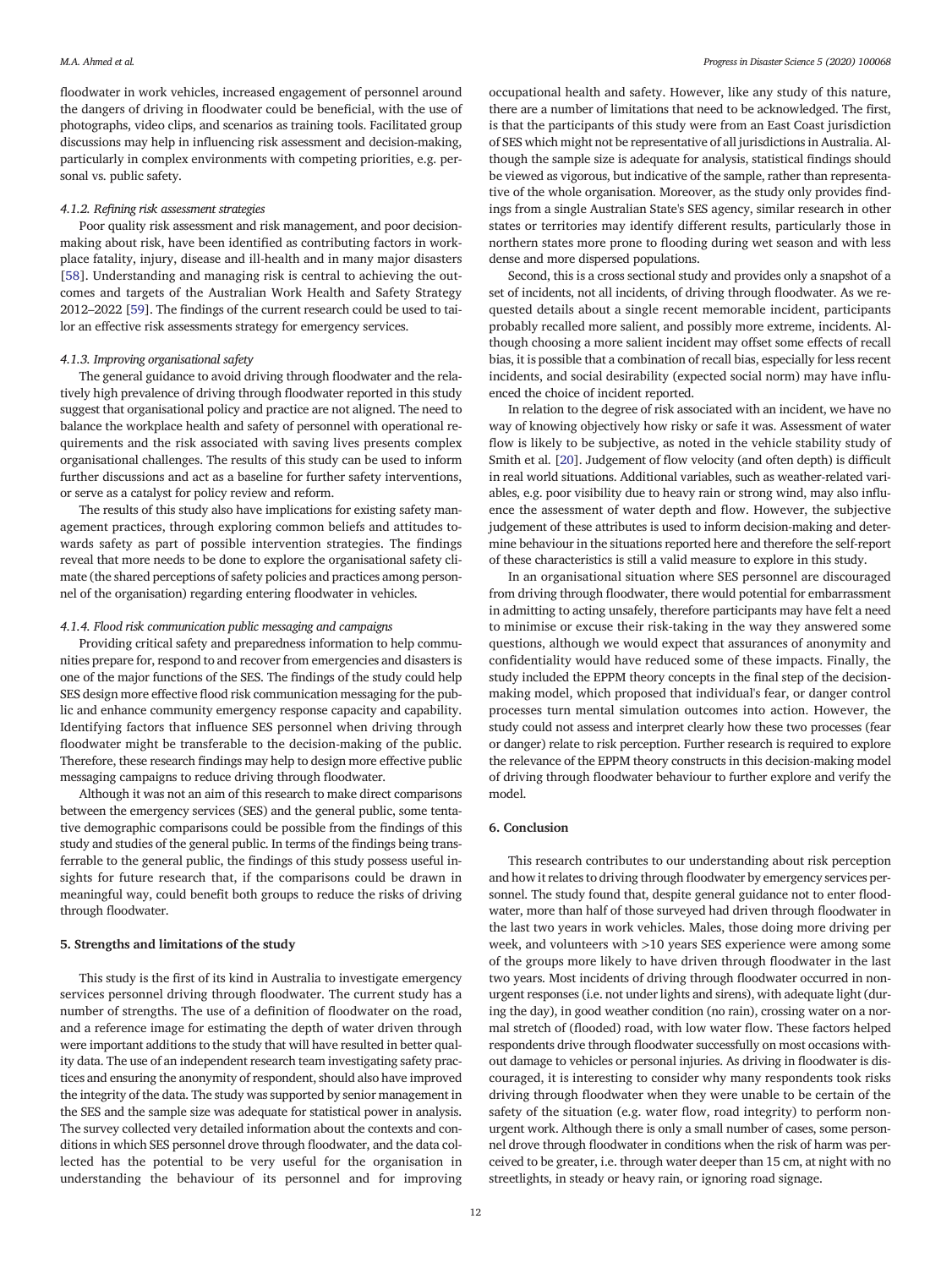floodwater in work vehicles, increased engagement of personnel around the dangers of driving in floodwater could be beneficial, with the use of photographs, video clips, and scenarios as training tools. Facilitated group discussions may help in influencing risk assessment and decision-making, particularly in complex environments with competing priorities, e.g. personal vs. public safety.

#### 4.1.2. Refining risk assessment strategies

Poor quality risk assessment and risk management, and poor decision-making about risk, have been identified as contributing factors in workplace fatality, injury, disease and ill-health and in many major disasters [58]. Understanding and managing risk is central to achieving the outcomes and targets of the Australian Work Health and Safety Strategy 2012–2022 [59]. The findings of the current research could be used to tailor an effective risk assessments strategy for emergency services.

#### 4.1.3. Improving organisational safety

The general guidance to avoid driving through floodwater and the relatively high prevalence of driving through floodwater reported in this study suggest that organisational policy and practice are not aligned. The need to balance the workplace health and safety of personnel with operational requirements and the risk associated with saving lives presents complex organisational challenges. The results of this study can be used to inform further discussions and act as a baseline for further safety interventions, or serve as a catalyst for policy review and reform.

The results of this study also have implications for existing safety management practices, through exploring common beliefs and attitudes towards safety as part of possible intervention strategies. The findings reveal that more needs to be done to explore the organisational safety climate (the shared perceptions of safety policies and practices among personnel of the organisation) regarding entering floodwater in vehicles.

#### 4.1.4. Flood risk communication public messaging and campaigns

Providing critical safety and preparedness information to help communities prepare for, respond to and recover from emergencies and disasters is one of the major functions of the SES. The findings of the study could help SES design more effective flood risk communication messaging for the public and enhance community emergency response capacity and capability. Identifying factors that influence SES personnel when driving through floodwater might be transferable to the decision-making of the public. Therefore, these research findings may help to design more effective public messaging campaigns to reduce driving through floodwater.

Although it was not an aim of this research to make direct comparisons between the emergency services (SES) and the general public, some tentative demographic comparisons could be possible from the findings of this study and studies of the general public. In terms of the findings being transferrable to the general public, the findings of this study possess useful insights for future research that, if the comparisons could be drawn in meaningful way, could benefit both groups to reduce the risks of driving through floodwater.

## 5. Strengths and limitations of the study

This study is the first of its kind in Australia to investigate emergency services personnel driving through floodwater. The current study has a number of strengths. The use of a definition of floodwater on the road, and a reference image for estimating the depth of water driven through were important additions to the study that will have resulted in better quality data. The use of an independent research team investigating safety practices and ensuring the anonymity of respondent, should also have improved the integrity of the data. The study was supported by senior management in the SES and the sample size was adequate for statistical power in analysis. The survey collected very detailed information about the contexts and conditions in which SES personnel drove through floodwater, and the data collected has the potential to be very useful for the organisation in understanding the behaviour of its personnel and for improving occupational health and safety. However, like any study of this nature, there are a number of limitations that need to be acknowledged. The first, is that the participants of this study were from an East Coast jurisdiction of SES which might not be representative of all jurisdictions in Australia. Although the sample size is adequate for analysis, statistical findings should be viewed as vigorous, but indicative of the sample, rather than representative of the whole organisation. Moreover, as the study only provides findings from a single Australian State's SES agency, similar research in other states or territories may identify different results, particularly those in northern states more prone to flooding during wet season and with less dense and more dispersed populations.

Second, this is a cross sectional study and provides only a snapshot of a set of incidents, not all incidents, of driving through floodwater. As we requested details about a single recent memorable incident, participants probably recalled more salient, and possibly more extreme, incidents. Although choosing a more salient incident may offset some effects of recall bias, it is possible that a combination of recall bias, especially for less recent incidents, and social desirability (expected social norm) may have influenced the choice of incident reported.

In relation to the degree of risk associated with an incident, we have no way of knowing objectively how risky or safe it was. Assessment of water flow is likely to be subjective, as noted in the vehicle stability study of Smith et al. [20]. Judgement of flow velocity (and often depth) is difficult in real world situations. Additional variables, such as weather-related variables, e.g. poor visibility due to heavy rain or strong wind, may also influence the assessment of water depth and flow. However, the subjective judgement of these attributes is used to inform decision-making and determine behaviour in the situations reported here and therefore the self-report of these characteristics is still a valid measure to explore in this study.

In an organisational situation where SES personnel are discouraged from driving through floodwater, there would potential for embarrassment in admitting to acting unsafely, therefore participants may have felt a need to minimise or excuse their risk-taking in the way they answered some questions, although we would expect that assurances of anonymity and confidentiality would have reduced some of these impacts. Finally, the study included the EPPM theory concepts in the final step of the decision-making model, which proposed that individual's fear, or danger control processes turn mental simulation outcomes into action. However, the study could not assess and interpret clearly how these two processes (fear or danger) relate to risk perception. Further research is required to explore the relevance of the EPPM theory constructs in this decision-making model of driving through floodwater behaviour to further explore and verify the model.

## 6. Conclusion

This research contributes to our understanding about risk perception and how it relates to driving through floodwater by emergency services personnel. The study found that, despite general guidance not to enter floodwater, more than half of those surveyed had driven through floodwater in the last two years in work vehicles. Males, those doing more driving per week, and volunteers with >10 years SES experience were among some of the groups more likely to have driven through floodwater in the last two years. Most incidents of driving through floodwater occurred in non-urgent responses (i.e. not under lights and sirens), with adequate light (during the day), in good weather condition (no rain), crossing water on a normal stretch of (flooded) road, with low water flow. These factors helped respondents drive through floodwater successfully on most occasions without damage to vehicles or personal injuries. As driving in floodwater is discouraged, it is interesting to consider why many respondents took risks driving through floodwater when they were unable to be certain of the safety of the situation (e.g. water flow, road integrity) to perform non-urgent work. Although there is only a small number of cases, some personnel drove through floodwater in conditions when the risk of harm was perceived to be greater, i.e. through water deeper than 15 cm, at night with no streetlights, in steady or heavy rain, or ignoring road signage.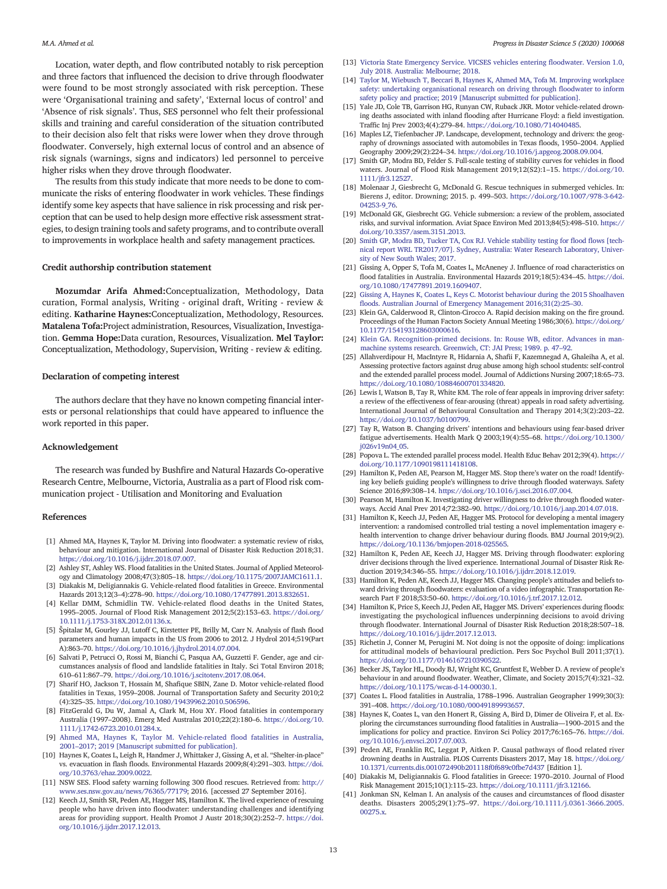Location, water depth, and flow contributed notably to risk perception and three factors that influenced the decision to drive through floodwater were found to be most strongly associated with risk perception. These were 'Organisational training and safety', 'External locus of control' and 'Absence of risk signals'. Thus, SES personnel who felt their professional skills and training and careful consideration of the situation contributed to their decision also felt that risks were lower when they drove through floodwater. Conversely, high external locus of control and an absence of risk signals (warnings, signs and indicators) led personnel to perceive higher risks when they drove through floodwater.

The results from this study indicate that more needs to be done to communicate the risks of entering floodwater in work vehicles. These findings identify some key aspects that have salience in risk processing and risk perception that can be used to help design more effective risk assessment strategies, to design training tools and safety programs, and to contribute overall to improvements in workplace health and safety management practices.

## Credit authorship contribution statement

**Mozumdar Arifa Ahmed:**Conceptualization, Methodology, Data curation, Formal analysis, Writing - original draft, Writing - review & editing. **Katharine Haynes:**Conceptualization, Methodology, Resources. **Matalena Tofa:**Project administration, Resources, Visualization, Investigation. **Gemma Hope:**Data curation, Resources, Visualization. **Mel Taylor:** Conceptualization, Methodology, Supervision, Writing - review & editing.

## Declaration of competing interest

The authors declare that they have no known competing financial interests or personal relationships that could have appeared to influence the work reported in this paper.

## Acknowledgement

The research was funded by Bushfire and Natural Hazards Co-operative Research Centre, Melbourne, Victoria, Australia as a part of Flood risk communication project - Utilisation and Monitoring and Evaluation

## References

[1] Ahmed MA, Haynes K, Taylor M. Driving into floodwater: a systematic review of risks, behaviour and mitigation. International Journal of Disaster Risk Reduction 2018;31. https://doi.org/10.1016/j.ijdrr.2018.07.007.

[2] Ashley ST, Ashley WS. Flood fatalities in the United States. Journal of Applied Meteorology and Climatology 2008;47(3):805–18. https://doi.org/10.1175/2007JAMC1611.1.

[3] Diakakis M, Deligiannakis G. Vehicle-related flood fatalities in Greece. Environmental Hazards 2013;12(3–4):278–90. https://doi.org/10.1080/17477891.2013.832651.

[4] Kellar DMM, Schmidlin TW. Vehicle-related flood deaths in the United States, 1995–2005. Journal of Flood Risk Management 2012;5(2):153–63. https://doi.org/10.1111/j.1753-318X.2012.01136.x.

[5] Špitalar M, Gourley JJ, Lutoff C, Kirstetter PE, Brilly M, Carr N. Analysis of flash flood parameters and human impacts in the US from 2006 to 2012. J Hydrol 2014;519(Part A):863–70. https://doi.org/10.1016/j.jhydrol.2014.07.004.

[6] Salvati P, Petrucci O, Rossi M, Bianchi C, Pasqua AA, Guzzetti F. Gender, age and circumstances analysis of flood and landslide fatalities in Italy. Sci Total Environ 2018; 610–611:867–79. https://doi.org/10.1016/j.scitotenv.2017.08.064.

[7] Sharif HO, Jackson T, Hossain M, Shafique SBIN, Zane D. Motor vehicle-related flood fatalities in Texas, 1959–2008. Journal of Transportation Safety and Security 2010;2 (4):325–35. https://doi.org/10.1080/19439962.2010.506596.

[8] FitzGerald G, Du W, Jamal A, Clark M, Hou XY. Flood fatalities in contemporary Australia (1997–2008). Emerg Med Australas 2010;22(2):180–6. https://doi.org/10.1111/j.1742-6723.2010.01284.x.

[9] Ahmed MA, Haynes K, Taylor M. Vehicle-related flood fatalities in Australia, 2001–2017; 2019 [Manuscript submitted for publication].

[10] Haynes K, Coates L, Leigh R, Handmer J, Whittaker J, Gissing A, et al. "Shelter-in-place" vs. evacuation in flash floods. Environmental Hazards 2009;8(4):291–303. https://doi.org/10.3763/ehaz.2009.0022.

[11] NSW SES. Flood safety warning following 300 flood rescues. Retrieved from: http://www.ses.nsw.gov.au/news/76365/77179; 2016. [accessed 27 September 2016].

[12] Keech JJ, Smith SR, Peden AE, Hagger MS, Hamilton K. The lived experience of rescuing people who have driven into floodwater: understanding challenges and identifying areas for providing support. Health Promot J Austr 2018;30(2):252–7. https://doi.org/10.1016/j.ijdrr.2017.12.013.

[13] Victoria State Emergency Service. VICSES vehicles entering floodwater. Version 1.0, July 2018. Australia: Melbourne; 2018.

[14] Taylor M, Wiebusch T, Beccari B, Haynes K, Ahmed MA, Tofa M. Improving workplace safety: undertaking organisational research on driving through floodwater to inform safety policy and practice; 2019 [Manuscript submitted for publication].

[15] Yale JD, Cole TB, Garrison HG, Runyan CW, Ruback JKR. Motor vehicle-related drowning deaths associated with inland flooding after Hurricane Floyd: a field investigation. Traffic Inj Prev 2003;4(4):279–84. https://doi.org/10.1080/714040485.

[16] Maples LZ, Tiefenbacher JP. Landscape, development, technology and drivers: the geography of drownings associated with automobiles in Texas floods, 1950–2004. Applied Geography 2009;29(2):224–34. https://doi.org/10.1016/j.apgeog.2008.09.004.

[17] Smith GP, Modra BD, Felder S. Full-scale testing of stability curves for vehicles in flood waters. Journal of Flood Risk Management 2019;12(S2):1–15. https://doi.org/10.1111/jfr3.12527.

[18] Molenaar J, Giesbrecht G, McDonald G. Rescue techniques in submerged vehicles. In: Bierens J, editor. Drowning; 2015. p. 499–503. https://doi.org/10.1007/978-3-642-04253-9_76.

[19] McDonald GK, Giesbrecht GG. Vehicle submersion: a review of the problem, associated risks, and survival information. Aviat Space Environ Med 2013;84(5):498–510. https://doi.org/10.3357/asem.3151.2013.

[20] Smith GP, Modra BD, Tucker TA, Cox RJ. Vehicle stability testing for flood flows [technical report WRL TR2017/07]. Sydney, Australia: Water Research Laboratory, University of New South Wales; 2017.

[21] Gissing A, Opper S, Tofa M, Coates L, McAneney J. Influence of road characteristics on flood fatalities in Australia. Environmental Hazards 2019;18(5):434–45. https://doi.org/10.1080/17477891.2019.1609407.

[22] Gissing A, Haynes K, Coates L, Keys C. Motorist behaviour during the 2015 Shoalhaven floods. Australian Journal of Emergency Management 2016;31(2):25–30.

[23] Klein GA, Calderwood R, Clinton-Cirocco A. Rapid decision making on the fire ground. Proceedings of the Human Factors Society Annual Meeting 1986;30(6). https://doi.org/10.1177/154193128603000616.

[24] Klein GA. Recognition-primed decisions. In: Rouse WB, editor. Advances in man-machine systems research. Greenwich, CT: JAI Press; 1989. p. 47–92.

[25] Allahverdipour H, MacIntyre R, Hidarnia A, Shafii F, Kazemnegad A, Ghaleiha A, et al. Assessing protective factors against drug abuse among high school students: self-control and the extended parallel process model. Journal of Addictions Nursing 2007;18:65–73. https://doi.org/10.1080/10884600701334820.

[26] Lewis I, Watson B, Tay R, White KM. The role of fear appeals in improving driver safety: a review of the effectiveness of fear-arousing (threat) appeals in road safety advertising. International Journal of Behavioural Consultation and Therapy 2014;3(2):203–22. https://doi.org/10.1037/h0100799.

[27] Tay R, Watson B. Changing drivers' intentions and behaviours using fear-based driver fatigue advertisements. Health Mark Q 2003;19(4):55–68. https://doi.org/10.1300/j026v19n04_05.

[28] Popova L. The extended parallel process model. Health Educ Behav 2012;39(4). https://doi.org/10.1177/1090198111418108.

[29] Hamilton K, Peden AE, Pearson M, Hagger MS. Stop there's water on the road! Identifying key beliefs guiding people's willingness to drive through flooded waterways. Safety Science 2016;89:308–14. https://doi.org/10.1016/j.ssci.2016.07.004.

[30] Pearson M, Hamilton K. Investigating driver willingness to drive through flooded waterways. Accid Anal Prev 2014;72:382–90. https://doi.org/10.1016/j.aap.2014.07.018.

[31] Hamilton K, Keech JJ, Peden AE, Hagger MS. Protocol for developing a mental imagery intervention: a randomised controlled trial testing a novel implementation imagery e-health intervention to change driver behaviour during floods. BMJ Journal 2019;9(2). https://doi.org/10.1136/bmjopen-2018-025565.

[32] Hamilton K, Peden AE, Keech JJ, Hagger MS. Driving through floodwater: exploring driver decisions through the lived experience. International Journal of Disaster Risk Reduction 2019;34:346–55. https://doi.org/10.1016/j.ijdrr.2018.12.019.

[33] Hamilton K, Peden AE, Keech JJ, Hagger MS. Changing people's attitudes and beliefs toward driving through floodwaters: evaluation of a video infographic. Transportation Research Part F 2018;53:50–60. https://doi.org/10.1016/j.trf.2017.12.012.

[34] Hamilton K, Price S, Keech JJ, Peden AE, Hagger MS. Drivers' experiences during floods: investigating the psychological influences underpinning decisions to avoid driving through floodwater. International Journal of Disaster Risk Reduction 2018;28:507–18. https://doi.org/10.1016/j.ijdrr.2017.12.013.

[35] Richetin J, Conner M, Perugini M. Not doing is not the opposite of doing: implications for attitudinal models of behavioural prediction. Pers Soc Psychol Bull 2011;37(1). https://doi.org/10.1177/0146167210390522.

[36] Becker JS, Taylor HL, Doody BJ, Wright KC, Gruntfest E, Webber D. A review of people's behaviour in and around floodwater. Weather, Climate, and Society 2015;7(4):321–32. https://doi.org/10.1175/wcas-d-14-00030.1.

[37] Coates L. Flood fatalities in Australia, 1788–1996. Australian Geographer 1999;30(3): 391–408. https://doi.org/10.1080/00049189993657.

[38] Haynes K, Coates L, van den Honert R, Gissing A, Bird D, Dimer de Oliveira F, et al. Exploring the circumstances surrounding flood fatalities in Australia—1900–2015 and the implications for policy and practice. Environ Sci Policy 2017;76:165–76. https://doi.org/10.1016/j.envsci.2017.07.003.

[39] Peden AE, Franklin RC, Leggat P, Aitken P. Causal pathways of flood related river drowning deaths in Australia. PLOS Currents Disasters 2017, May 18. https://doi.org/10.1371/currents.dis.001072490b201118f0f689c0fbe7d437 [Edition 1].

[40] Diakakis M, Deligiannakis G. Flood fatalities in Greece: 1970–2010. Journal of Flood Risk Management 2015;10(1):115–23. https://doi.org/10.1111/jfr3.12166.

[41] Jonkman SN, Kelman I. An analysis of the causes and circumstances of flood disaster deaths. Disasters 2005;29(1):75–97. https://doi.org/10.1111/j.0361-3666.2005.00275.x.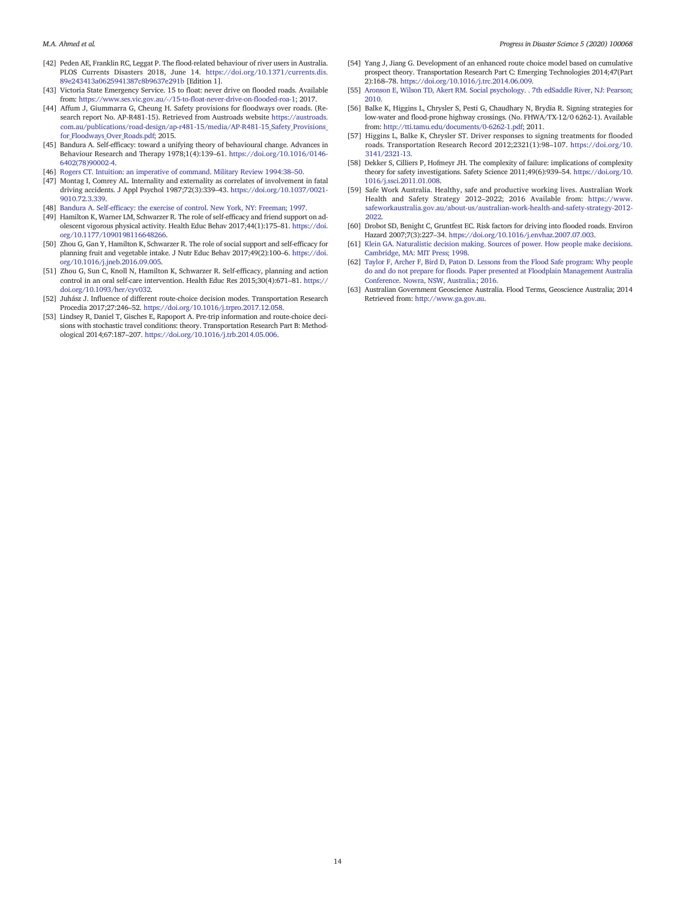[42] Peden AE, Franklin RC, Leggat P. The flood-related behaviour of river users in Australia. PLOS Currents Disasters 2018, June 14. https://doi.org/10.1371/currents.dis.89e243413a0625941387c8b9637e291b [Edition 1].

[43] Victoria State Emergency Service. 15 to float: never drive on flooded roads. Available from: https://www.ses.vic.gov.au/-/15-to-float-never-drive-on-flooded-roa-1; 2017.

[44] Affum J, Giummarra G, Cheung H. Safety provisions for floodways over roads. (Research report No. AP-R481-15). Retrieved from Austroads website https://austroads.com.au/publications/road-design/ap-r481-15/media/AP-R481-15_Safety_Provisions_for_Floodways_Over_Roads.pdf; 2015.

[45] Bandura A. Self-efficacy: toward a unifying theory of behavioural change. Advances in Behaviour Research and Therapy 1978;1(4):139–61. https://doi.org/10.1016/0146-6402(78)90002-4.

[46] Rogers CT. Intuition: an imperative of command. Military Review 1994:38–50.

[47] Montag I, Comrey AL. Internality and externality as correlates of involvement in fatal driving accidents. J Appl Psychol 1987;72(3):339–43. https://doi.org/10.1037/0021-9010.72.3.339.

[48] Bandura A. Self-efficacy: the exercise of control. New York, NY: Freeman; 1997.

[49] Hamilton K, Warner LM, Schwarzer R. The role of self-efficacy and friend support on adolescent vigorous physical activity. Health Educ Behav 2017;44(1):175–81. https://doi.org/10.1177/1090198116648266.

[50] Zhou G, Gan Y, Hamilton K, Schwarzer R. The role of social support and self-efficacy for planning fruit and vegetable intake. J Nutr Educ Behav 2017;49(2):100–6. https://doi.org/10.1016/j.jneb.2016.09.005.

[51] Zhou G, Sun C, Knoll N, Hamilton K, Schwarzer R. Self-efficacy, planning and action control in an oral self-care intervention. Health Educ Res 2015;30(4):671–81. https://doi.org/10.1093/her/cyv032.

[52] Juhász J. Influence of different route-choice decision modes. Transportation Research Procedia 2017;27:246–52. https://doi.org/10.1016/j.trpro.2017.12.058.

[53] Lindsey R, Daniel T, Gisches E, Rapoport A. Pre-trip information and route-choice decisions with stochastic travel conditions: theory. Transportation Research Part B: Methodological 2014;67:187–207. https://doi.org/10.1016/j.trb.2014.05.006.

[54] Yang J, Jiang G. Development of an enhanced route choice model based on cumulative prospect theory. Transportation Research Part C: Emerging Technologies 2014;47(Part 2):168–78. https://doi.org/10.1016/j.trc.2014.06.009.

[55] Aronson E, Wilson TD, Akert RM. Social psychology. . 7th edSaddle River, NJ: Pearson; 2010.

[56] Balke K, Higgins L, Chrysler S, Pesti G, Chaudhary N, Brydia R. Signing strategies for low-water and flood-prone highway crossings. (No. FHWA/TX-12/0 6262-1). Available from: http://tti.tamu.edu/documents/0-6262-1.pdf; 2011.

[57] Higgins L, Balke K, Chrysler ST. Driver responses to signing treatments for flooded roads. Transportation Research Record 2012;2321(1):98–107. https://doi.org/10.3141/2321-13.

[58] Dekker S, Cilliers P, Hofmeyr JH. The complexity of failure: implications of complexity theory for safety investigations. Safety Science 2011;49(6):939–54. https://doi.org/10.1016/j.ssci.2011.01.008.

[59] Safe Work Australia. Healthy, safe and productive working lives. Australian Work Health and Safety Strategy 2012–2022; 2016 Available from: https://www.safeworkaustralia.gov.au/about-us/australian-work-health-and-safety-strategy-2012-2022.

[60] Drobot SD, Benight C, Gruntfest EC. Risk factors for driving into flooded roads. Environ Hazard 2007;7(3):227–34. https://doi.org/10.1016/j.envhaz.2007.07.003.

[61] Klein GA. Naturalistic decision making. Sources of power. How people make decisions. Cambridge, MA: MIT Press; 1998.

[62] Taylor F, Archer F, Bird D, Paton D. Lessons from the Flood Safe program: Why people do and do not prepare for floods. Paper presented at Floodplain Management Australia Conference. Nowra, NSW, Australia.; 2016.

[63] Australian Government Geoscience Australia. Flood Terms, Geoscience Australia; 2014 Retrieved from: http://www.ga.gov.au.